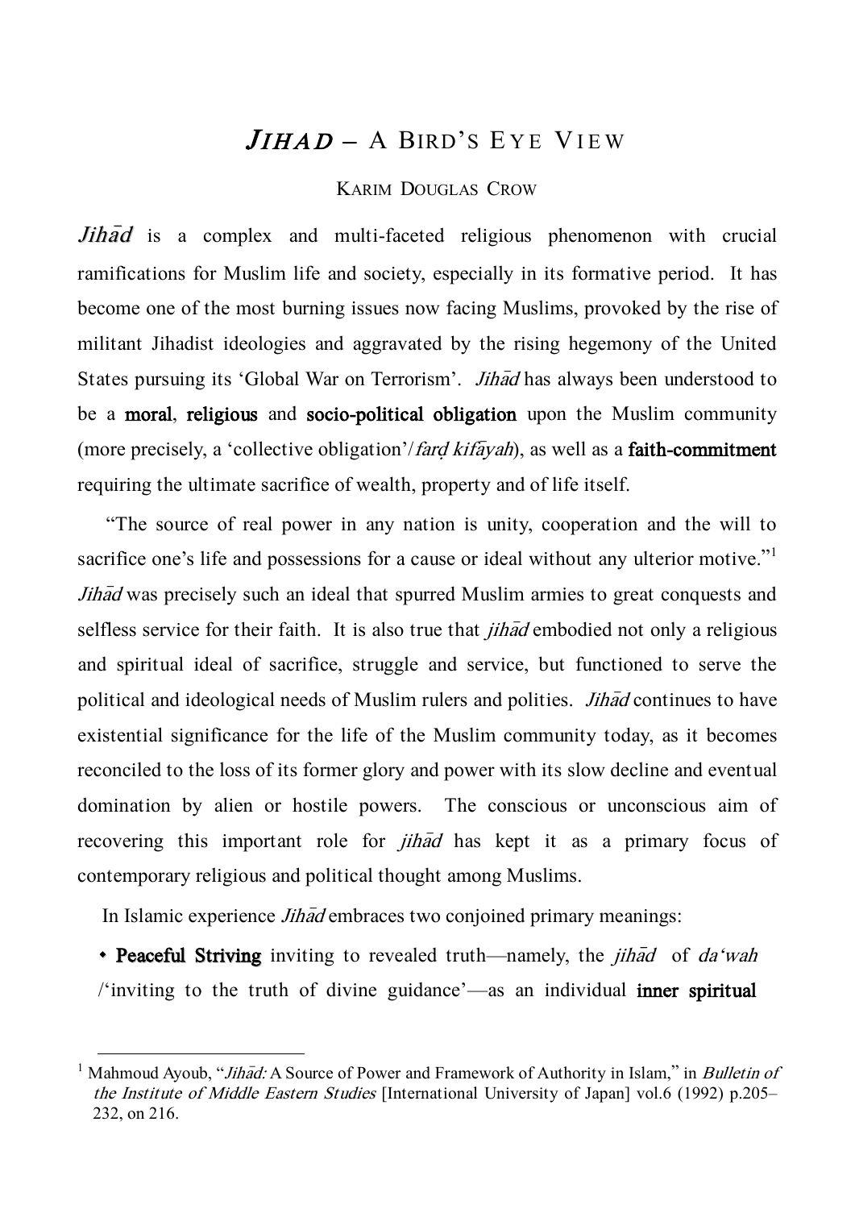# *JIHAD* – A BIRD'S EYE VIEW

KARIM DOUGLAS CROW

***Jihād*** is a complex and multi-faceted religious phenomenon with crucial ramifications for Muslim life and society, especially in its formative period. It has become one of the most burning issues now facing Muslims, provoked by the rise of militant Jihadist ideologies and aggravated by the rising hegemony of the United States pursuing its 'Global War on Terrorism'. *Jihād* has always been understood to be a **moral**, **religious** and **socio-political obligation** upon the Muslim community (more precisely, a 'collective obligation'/*farḍ kifāyah*), as well as a **faith-commitment** requiring the ultimate sacrifice of wealth, property and of life itself.

"The source of real power in any nation is unity, cooperation and the will to sacrifice one's life and possessions for a cause or ideal without any ulterior motive."[1] *Jihād* was precisely such an ideal that spurred Muslim armies to great conquests and selfless service for their faith. It is also true that *jihād* embodied not only a religious and spiritual ideal of sacrifice, struggle and service, but functioned to serve the political and ideological needs of Muslim rulers and polities. *Jihād* continues to have existential significance for the life of the Muslim community today, as it becomes reconciled to the loss of its former glory and power with its slow decline and eventual domination by alien or hostile powers. The conscious or unconscious aim of recovering this important role for *jihād* has kept it as a primary focus of contemporary religious and political thought among Muslims.

In Islamic experience *Jihād* embraces two conjoined primary meanings:

- **Peaceful Striving** inviting to revealed truth—namely, the *jihād* of *da'wah* /'inviting to the truth of divine guidance'—as an individual **inner spiritual**

---

[1] Mahmoud Ayoub, "*Jihād:* A Source of Power and Framework of Authority in Islam," in *Bulletin of the Institute of Middle Eastern Studies* [International University of Japan] vol.6 (1992) p.205–232, on 216.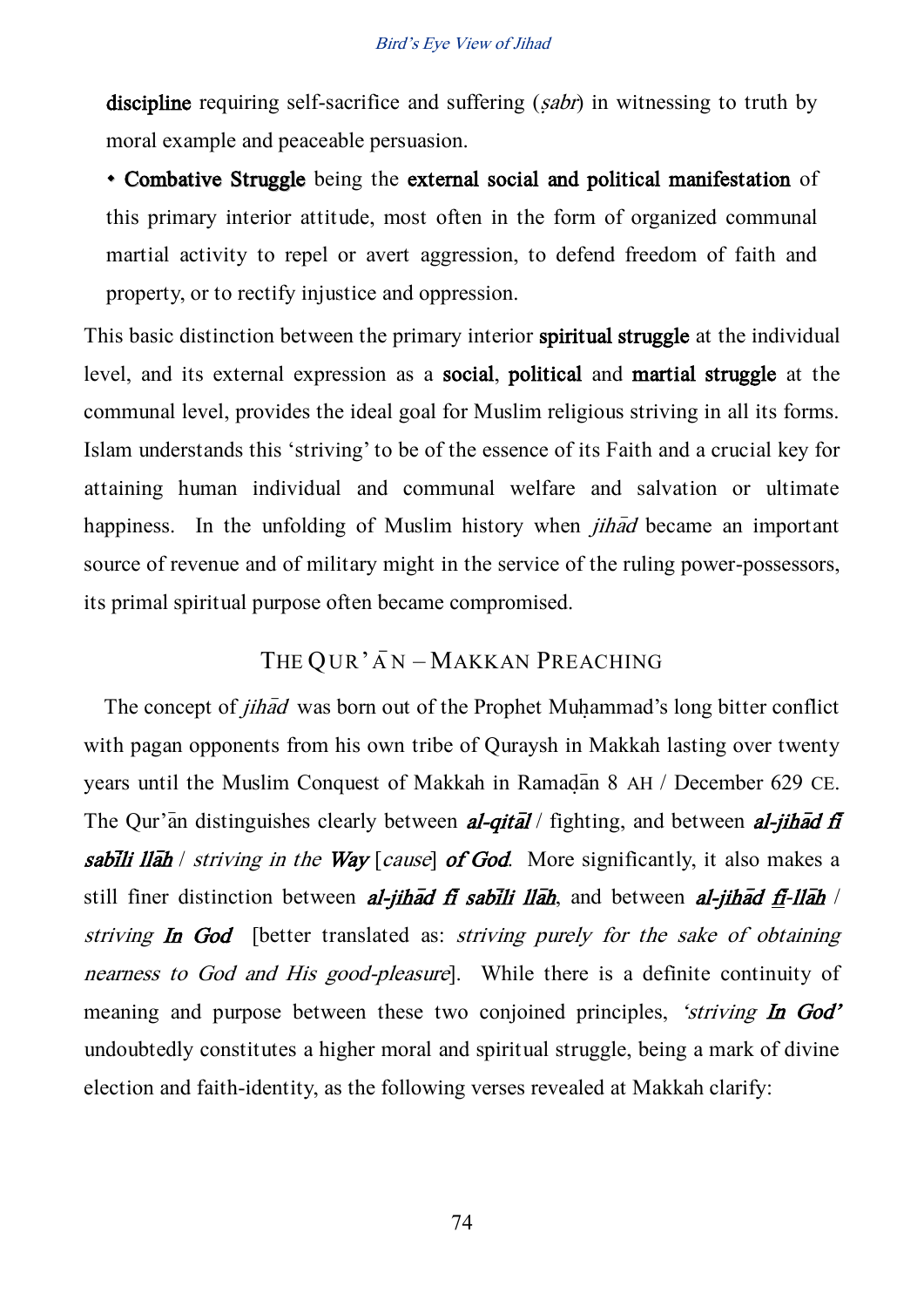**discipline** requiring self-sacrifice and suffering (*ṣabr*) in witnessing to truth by moral example and peaceable persuasion.

- **Combative Struggle** being the **external social and political manifestation** of this primary interior attitude, most often in the form of organized communal martial activity to repel or avert aggression, to defend freedom of faith and property, or to rectify injustice and oppression.

This basic distinction between the primary interior **spiritual struggle** at the individual level, and its external expression as a **social**, **political** and **martial struggle** at the communal level, provides the ideal goal for Muslim religious striving in all its forms. Islam understands this 'striving' to be of the essence of its Faith and a crucial key for attaining human individual and communal welfare and salvation or ultimate happiness. In the unfolding of Muslim history when *jihād* became an important source of revenue and of military might in the service of the ruling power-possessors, its primal spiritual purpose often became compromised.

## THE QUR'ĀN – MAKKAN PREACHING

The concept of *jihād* was born out of the Prophet Muḥammad's long bitter conflict with pagan opponents from his own tribe of Quraysh in Makkah lasting over twenty years until the Muslim Conquest of Makkah in Ramaḍān 8 AH / December 629 CE. The Qur'ān distinguishes clearly between ***al-qitāl*** / fighting, and between ***al-jihād fī sabīli llāh*** / *striving in the **Way** [cause] **of God***. More significantly, it also makes a still finer distinction between ***al-jihād fī sabīli llāh***, and between ***al-jihād fi-llāh*** / *striving **In God*** [better translated as: *striving purely for the sake of obtaining nearness to God and His good-pleasure*]. While there is a definite continuity of meaning and purpose between these two conjoined principles, *'striving **In God**'* undoubtedly constitutes a higher moral and spiritual struggle, being a mark of divine election and faith-identity, as the following verses revealed at Makkah clarify: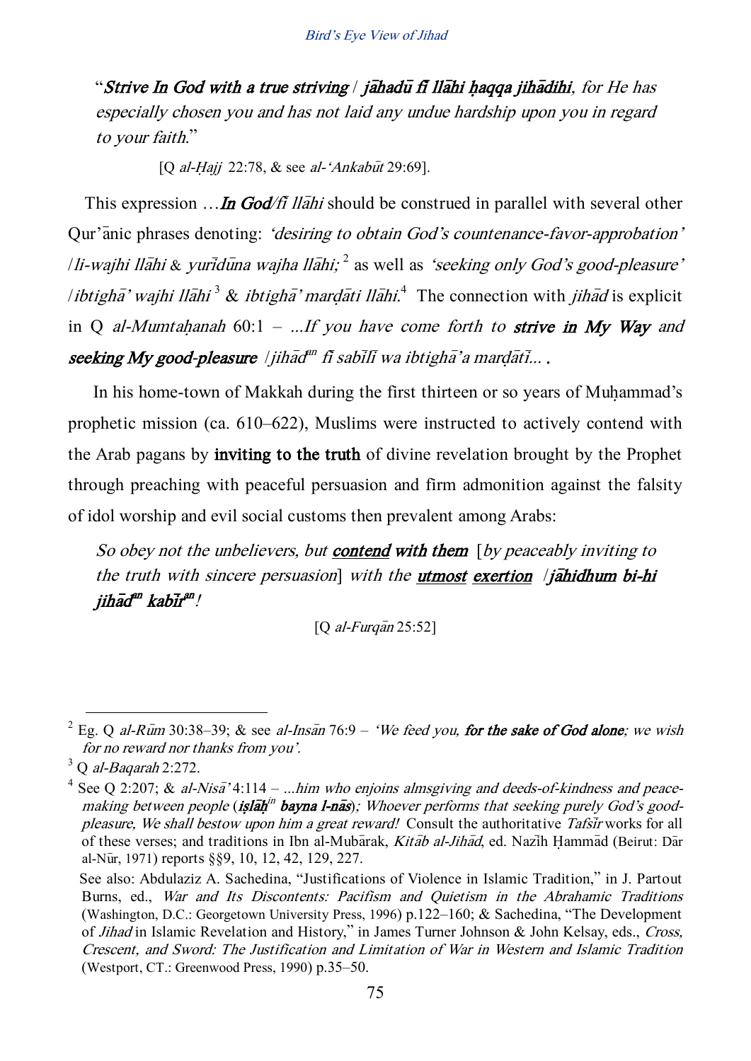"***Strive In God with a true striving*** / ***jāhadū fī llāhi ḥaqqa jihādihi***, *for He has especially chosen you and has not laid any undue hardship upon you in regard to your faith*."

[Q *al-Ḥajj* 22:78, & see *al-'Ankabūt* 29:69].

This expression …***In God***/*fī llāhi* should be construed in parallel with several other Qur'ānic phrases denoting: *'desiring to obtain God's countenance-favor-approbation'* /*li-wajhi llāhi* & *yurīdūna wajha llāhi;*[2] as well as *'seeking only God's good-pleasure'* /*ibtighā' wajhi llāhi*[3] & *ibtighā' marḍāti llāhi.*[4] The connection with *jihād* is explicit in Q *al-Mumtaḥanah* 60:1 – *…If you have come forth to* ***strive in My Way*** *and* ***seeking My good-pleasure*** /*jihādan fī sabīlī wa ibtighā'a marḍātī… .*

In his home-town of Makkah during the first thirteen or so years of Muḥammad's prophetic mission (ca. 610–622), Muslims were instructed to actively contend with the Arab pagans by **inviting to the truth** of divine revelation brought by the Prophet through preaching with peaceful persuasion and firm admonition against the falsity of idol worship and evil social customs then prevalent among Arabs:

*So obey not the unbelievers, but* ***contend with them*** [*by peaceably inviting to the truth with sincere persuasion*] *with the* ***utmost exertion*** /***jāhidhum bi-hi jihādan kabīran****!*

[Q *al-Furqān* 25:52]

---

[2] Eg. Q *al-Rūm* 30:38–39; & see *al-Insān* 76:9 – *'We feed you,* ***for the sake of God alone****; we wish for no reward nor thanks from you'.*

[3] Q *al-Baqarah* 2:272.

[4] See Q 2:207; & *al-Nisā'* 4:114 – *…him who enjoins almsgiving and deeds-of-kindness and peace-making between people (****iṣlāḥin bayna l-nās****); Whoever performs that seeking purely God's good-pleasure, We shall bestow upon him a great reward!* Consult the authoritative *Tafsīr* works for all of these verses; and traditions in Ibn al-Mubārak, *Kitāb al-Jihād*, ed. Nazīh Ḥammād (Beirut: Dār al-Nūr, 1971) reports §§9, 10, 12, 42, 129, 227.

See also: Abdulaziz A. Sachedina, "Justifications of Violence in Islamic Tradition," in J. Partout Burns, ed., *War and Its Discontents: Pacifism and Quietism in the Abrahamic Traditions* (Washington, D.C.: Georgetown University Press, 1996) p.122–160; & Sachedina, "The Development of *Jihad* in Islamic Revelation and History," in James Turner Johnson & John Kelsay, eds., *Cross, Crescent, and Sword: The Justification and Limitation of War in Western and Islamic Tradition* (Westport, CT.: Greenwood Press, 1990) p.35–50.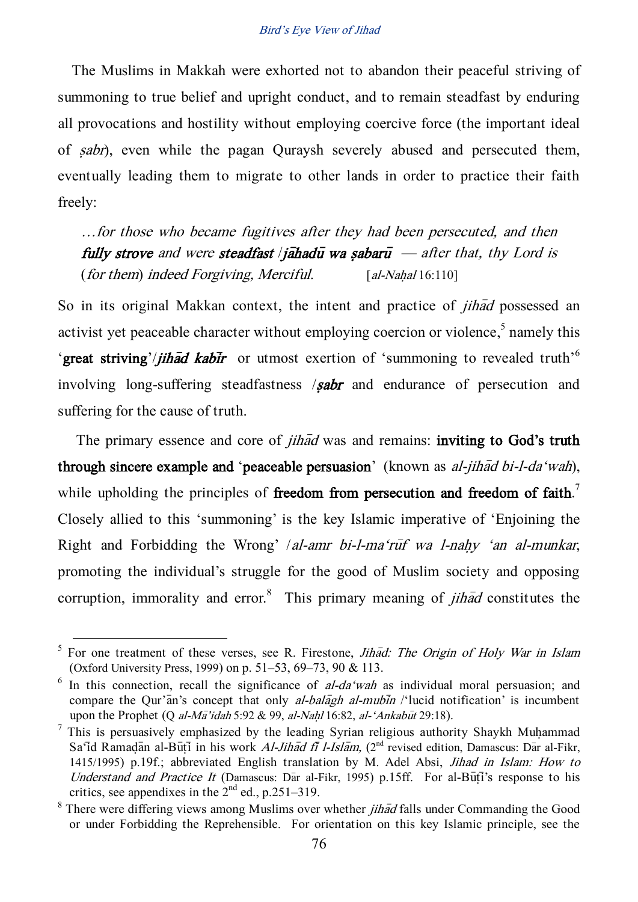The Muslims in Makkah were exhorted not to abandon their peaceful striving of summoning to true belief and upright conduct, and to remain steadfast by enduring all provocations and hostility without employing coercive force (the important ideal of *ṣabr*), even while the pagan Quraysh severely abused and persecuted them, eventually leading them to migrate to other lands in order to practice their faith freely:

> *…for those who became fugitives after they had been persecuted, and then* ***fully strove*** *and were* ***steadfast*** */**jāhadū wa ṣabarū** — after that, thy Lord is* (*for them*) *indeed Forgiving, Merciful.* [*al-Naḥal* 16:110]

So in its original Makkan context, the intent and practice of *jihād* possessed an activist yet peaceable character without employing coercion or violence,[5] namely this '**great striving**'/***jihād kabīr*** or utmost exertion of 'summoning to revealed truth'[6] involving long-suffering steadfastness /***ṣabr*** and endurance of persecution and suffering for the cause of truth.

The primary essence and core of *jihād* was and remains: **inviting to God's truth through sincere example and 'peaceable persuasion'** (known as *al-jihād bi-l-da'wah*), while upholding the principles of **freedom from persecution and freedom of faith**.[7] Closely allied to this 'summoning' is the key Islamic imperative of 'Enjoining the Right and Forbidding the Wrong' /*al-amr bi-l-ma'rūf wa l-naḥy 'an al-munkar*, promoting the individual's struggle for the good of Muslim society and opposing corruption, immorality and error.[8] This primary meaning of *jihād* constitutes the

---

[5] For one treatment of these verses, see R. Firestone, *Jihād: The Origin of Holy War in Islam* (Oxford University Press, 1999) on p. 51–53, 69–73, 90 & 113.

[6] In this connection, recall the significance of *al-da'wah* as individual moral persuasion; and compare the Qur'ān's concept that only *al-balāgh al-mubīn* /'lucid notification' is incumbent upon the Prophet (Q *al-Mā'idah* 5:92 & 99, *al-Naḥl* 16:82, *al-'Ankabūt* 29:18).

[7] This is persuasively emphasized by the leading Syrian religious authority Shaykh Muḥammad Sa'īd Ramaḍān al-Būṭī in his work *Al-Jihād fī l-Islām,* (2nd revised edition, Damascus: Dār al-Fikr, 1415/1995) p.19f.; abbreviated English translation by M. Adel Absi, *Jihad in Islam: How to Understand and Practice It* (Damascus: Dār al-Fikr, 1995) p.15ff. For al-Būṭī's response to his critics, see appendixes in the 2nd ed., p.251–319.

[8] There were differing views among Muslims over whether *jihād* falls under Commanding the Good or under Forbidding the Reprehensible. For orientation on this key Islamic principle, see the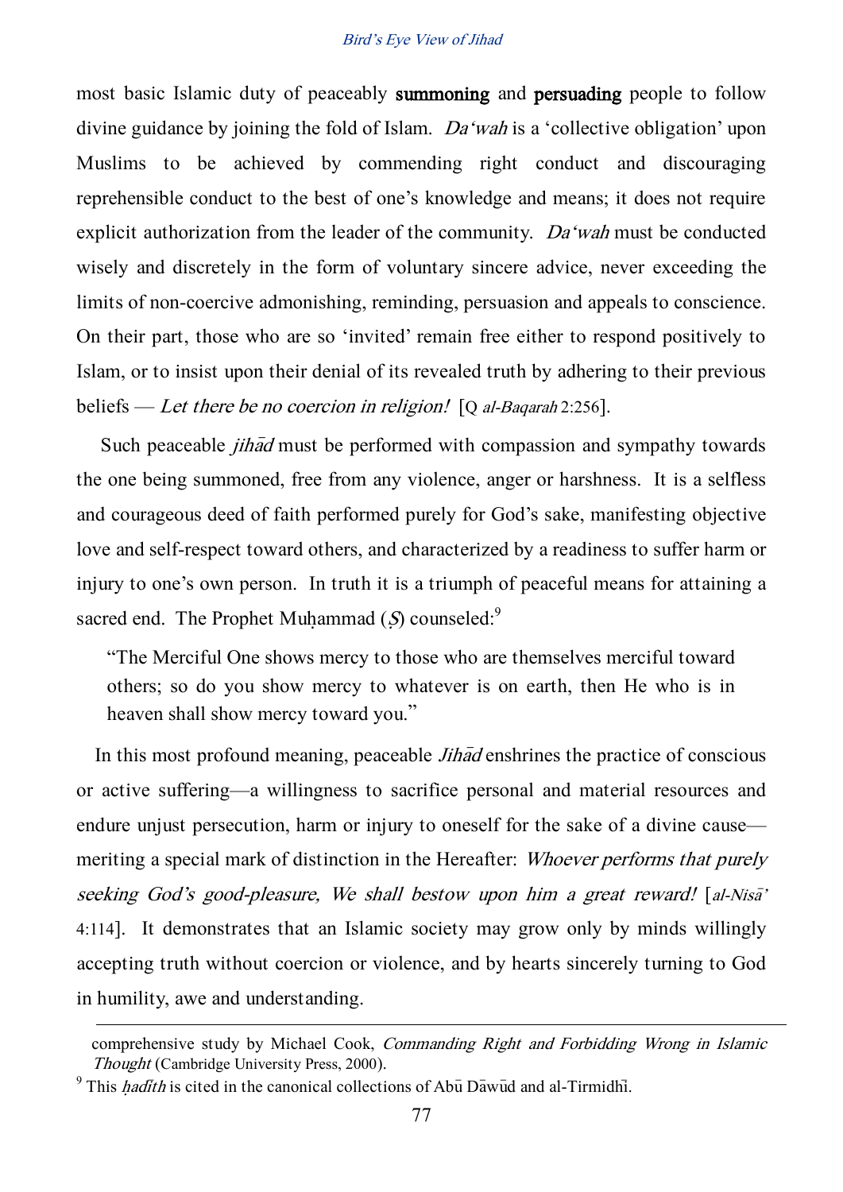most basic Islamic duty of peaceably **summoning** and **persuading** people to follow divine guidance by joining the fold of Islam. *Da'wah* is a 'collective obligation' upon Muslims to be achieved by commending right conduct and discouraging reprehensible conduct to the best of one's knowledge and means; it does not require explicit authorization from the leader of the community. *Da'wah* must be conducted wisely and discretely in the form of voluntary sincere advice, never exceeding the limits of non-coercive admonishing, reminding, persuasion and appeals to conscience. On their part, those who are so 'invited' remain free either to respond positively to Islam, or to insist upon their denial of its revealed truth by adhering to their previous beliefs — *Let there be no coercion in religion!* [Q *al-Baqarah* 2:256].

Such peaceable *jihād* must be performed with compassion and sympathy towards the one being summoned, free from any violence, anger or harshness. It is a selfless and courageous deed of faith performed purely for God's sake, manifesting objective love and self-respect toward others, and characterized by a readiness to suffer harm or injury to one's own person. In truth it is a triumph of peaceful means for attaining a sacred end. The Prophet Muḥammad (*Ṣ*) counseled:[9]

> "The Merciful One shows mercy to those who are themselves merciful toward others; so do you show mercy to whatever is on earth, then He who is in heaven shall show mercy toward you."

In this most profound meaning, peaceable *Jihād* enshrines the practice of conscious or active suffering—a willingness to sacrifice personal and material resources and endure unjust persecution, harm or injury to oneself for the sake of a divine cause—meriting a special mark of distinction in the Hereafter: *Whoever performs that purely seeking God's good-pleasure, We shall bestow upon him a great reward!* [*al-Nisā'* 4:114]. It demonstrates that an Islamic society may grow only by minds willingly accepting truth without coercion or violence, and by hearts sincerely turning to God in humility, awe and understanding.

---

comprehensive study by Michael Cook, *Commanding Right and Forbidding Wrong in Islamic Thought* (Cambridge University Press, 2000).

[9] This *ḥadīth* is cited in the canonical collections of Abū Dāwūd and al-Tirmidhī.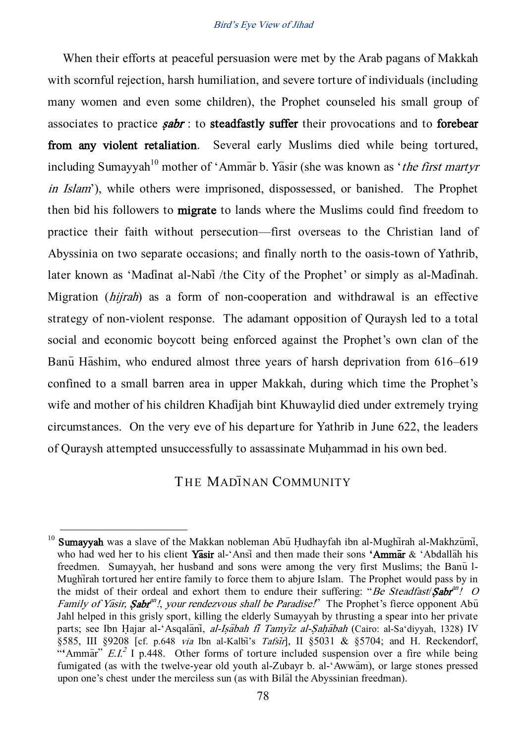When their efforts at peaceful persuasion were met by the Arab pagans of Makkah with scornful rejection, harsh humiliation, and severe torture of individuals (including many women and even some children), the Prophet counseled his small group of associates to practice ***ṣabr*** : to **steadfastly suffer** their provocations and to **forebear from any violent retaliation**. Several early Muslims died while being tortured, including Sumayyah[10] mother of ʻAmmār b. Yāsir (she was known as ʻ*the first martyr in Islam*ʼ), while others were imprisoned, dispossessed, or banished. The Prophet then bid his followers to **migrate** to lands where the Muslims could find freedom to practice their faith without persecution—first overseas to the Christian land of Abyssinia on two separate occasions; and finally north to the oasis-town of Yathrib, later known as ʻMadīnat al-Nabī /the City of the Prophetʼ or simply as al-Madīnah. Migration (*hijrah*) as a form of non-cooperation and withdrawal is an effective strategy of non-violent response. The adamant opposition of Quraysh led to a total social and economic boycott being enforced against the Prophet's own clan of the Banū Hāshim, who endured almost three years of harsh deprivation from 616–619 confined to a small barren area in upper Makkah, during which time the Prophet's wife and mother of his children Khadījah bint Khuwaylid died under extremely trying circumstances. On the very eve of his departure for Yathrib in June 622, the leaders of Quraysh attempted unsuccessfully to assassinate Muḥammad in his own bed.

## THE MADĪNAN COMMUNITY

[10] **Sumayyah** was a slave of the Makkan nobleman Abū Ḥudhayfah ibn al-Mughīrah al-Makhzūmī, who had wed her to his client **Yāsir** al-ʻAnsī and then made their sons **ʻAmmār** & ʻAbdallāh his freedmen. Sumayyah, her husband and sons were among the very first Muslims; the Banū l-Mughīrah tortured her entire family to force them to abjure Islam. The Prophet would pass by in the midst of their ordeal and exhort them to endure their suffering: "*Be Steadfast*/***Ṣabr***[an]*! O Family of Yāsir,* ***Ṣabr***[an]*!, your rendezvous shall be Paradise!*" The Prophet's fierce opponent Abū Jahl helped in this grisly sport, killing the elderly Sumayyah by thrusting a spear into her private parts; see Ibn Ḥajar al-ʻAsqalānī, *al-Iṣābah fī Tamyīz al-Ṣaḥābah* (Cairo: al-Saʻdiyyah, 1328) IV §585, III §9208 [cf. p.648 *via* Ibn al-Kalbī's *Tafsīr*], II §5031 & §5704; and H. Reckendorf, "ʻAmmār" *E.I.*[2] I p.448. Other forms of torture included suspension over a fire while being fumigated (as with the twelve-year old youth al-Zubayr b. al-ʻAwwām), or large stones pressed upon one's chest under the merciless sun (as with Bilāl the Abyssinian freedman).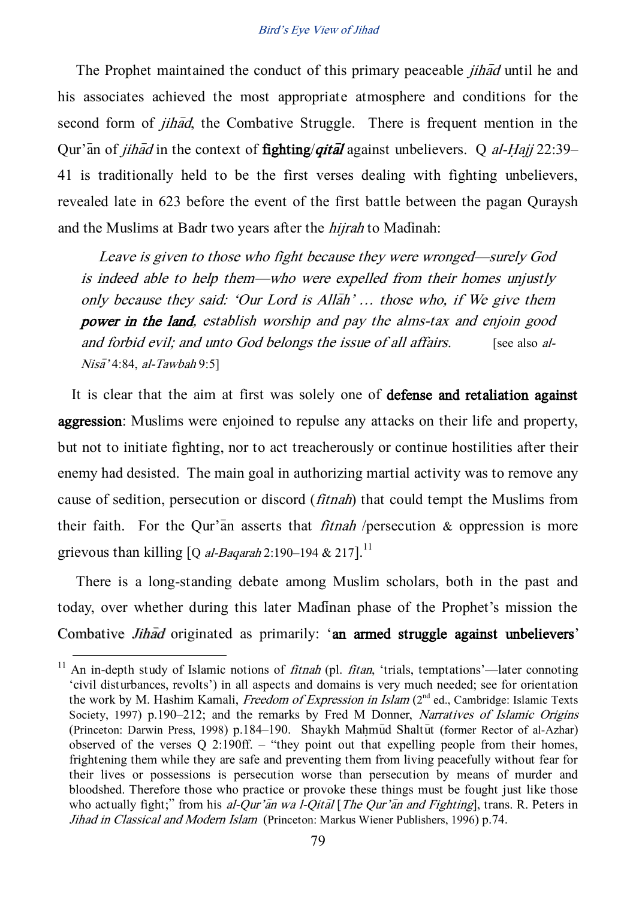The Prophet maintained the conduct of this primary peaceable *jihād* until he and his associates achieved the most appropriate atmosphere and conditions for the second form of *jihād*, the Combative Struggle. There is frequent mention in the Qur'ān of *jihād* in the context of **fighting/*qitāl*** against unbelievers. Q *al-Ḥajj* 22:39–41 is traditionally held to be the first verses dealing with fighting unbelievers, revealed late in 623 before the event of the first battle between the pagan Quraysh and the Muslims at Badr two years after the *hijrah* to Madīnah:

> *Leave is given to those who fight because they were wronged—surely God is indeed able to help them—who were expelled from their homes unjustly only because they said: 'Our Lord is Allāh' … those who, if We give them* ***power in the land****, establish worship and pay the alms-tax and enjoin good and forbid evil; and unto God belongs the issue of all affairs.* [see also *al-Nisā'* 4:84, *al-Tawbah* 9:5]

It is clear that the aim at first was solely one of **defense and retaliation against aggression**: Muslims were enjoined to repulse any attacks on their life and property, but not to initiate fighting, nor to act treacherously or continue hostilities after their enemy had desisted. The main goal in authorizing martial activity was to remove any cause of sedition, persecution or discord (*fitnah*) that could tempt the Muslims from their faith. For the Qur'ān asserts that *fitnah* /persecution & oppression is more grievous than killing [Q *al-Baqarah* 2:190–194 & 217].[11]

There is a long-standing debate among Muslim scholars, both in the past and today, over whether during this later Madīnan phase of the Prophet's mission the Combative *Jihād* originated as primarily: '**an armed struggle against unbelievers**'

---

[11] An in-depth study of Islamic notions of *fitnah* (pl. *fitan*, 'trials, temptations'—later connoting 'civil disturbances, revolts') in all aspects and domains is very much needed; see for orientation the work by M. Hashim Kamali, *Freedom of Expression in Islam* (2nd ed., Cambridge: Islamic Texts Society, 1997) p.190–212; and the remarks by Fred M Donner, *Narratives of Islamic Origins* (Princeton: Darwin Press, 1998) p.184–190. Shaykh Maḥmūd Shaltūt (former Rector of al-Azhar) observed of the verses Q 2:190ff. – "they point out that expelling people from their homes, frightening them while they are safe and preventing them from living peacefully without fear for their lives or possessions is persecution worse than persecution by means of murder and bloodshed. Therefore those who practice or provoke these things must be fought just like those who actually fight;" from his *al-Qur'ān wa l-Qitāl* [*The Qur'ān and Fighting*], trans. R. Peters in *Jihad in Classical and Modern Islam* (Princeton: Markus Wiener Publishers, 1996) p.74.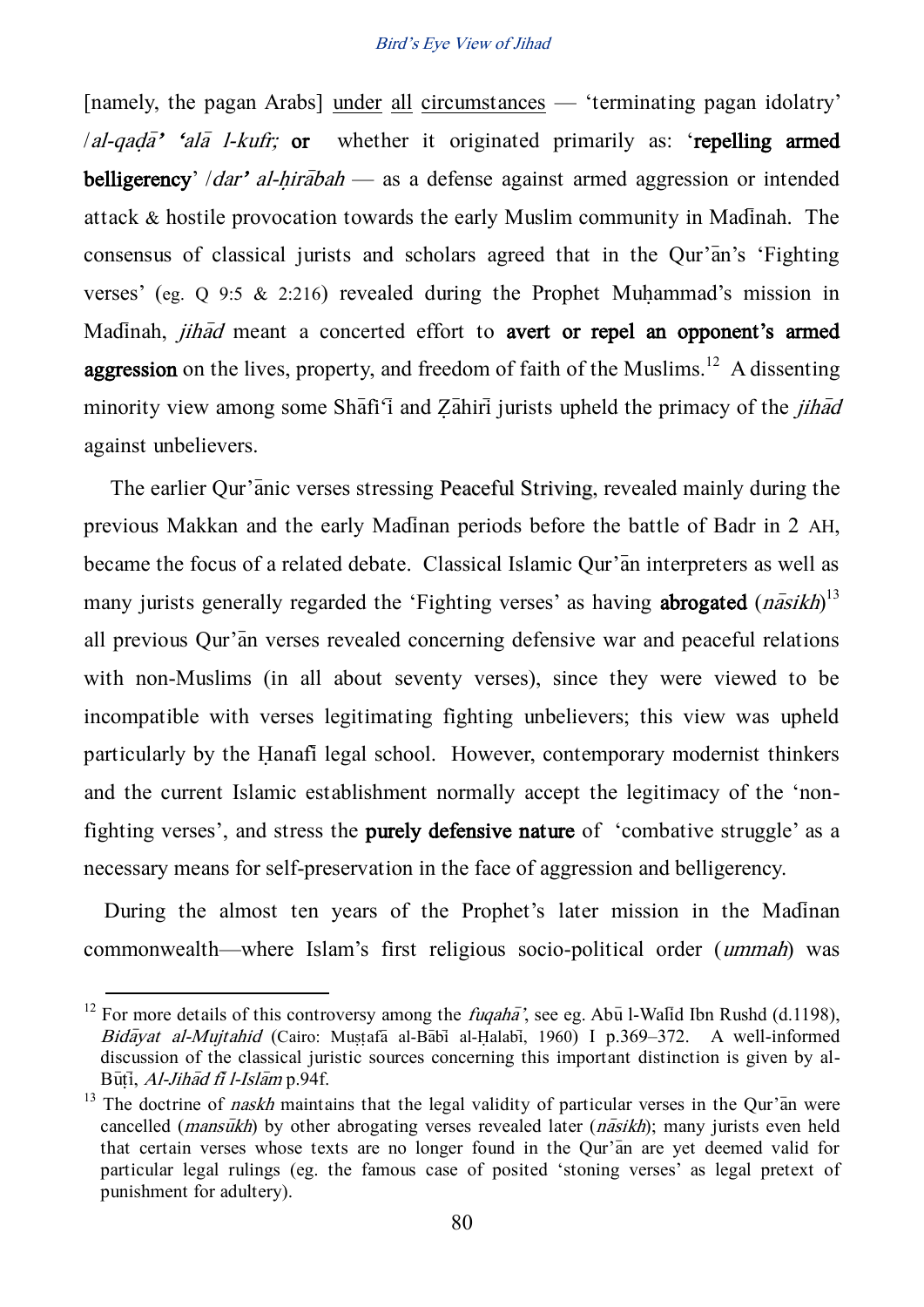[namely, the pagan Arabs] under all circumstances — 'terminating pagan idolatry' /*al-qaḍā' 'alā l-kufr;* **or** whether it originated primarily as: '**repelling armed belligerency**' /*dar' al-ḥirābah* — as a defense against armed aggression or intended attack & hostile provocation towards the early Muslim community in Madīnah. The consensus of classical jurists and scholars agreed that in the Qur'ān's 'Fighting verses' (eg. Q 9:5 & 2:216) revealed during the Prophet Muḥammad's mission in Madīnah, *jihād* meant a concerted effort to **avert or repel an opponent's armed aggression** on the lives, property, and freedom of faith of the Muslims.[12] A dissenting minority view among some Shāfi'ī and Ẓāhirī jurists upheld the primacy of the *jihād* against unbelievers.

The earlier Qur'ānic verses stressing Peaceful Striving, revealed mainly during the previous Makkan and the early Madīnan periods before the battle of Badr in 2 AH, became the focus of a related debate. Classical Islamic Qur'ān interpreters as well as many jurists generally regarded the 'Fighting verses' as having **abrogated** (*nāsikh*)[13] all previous Qur'ān verses revealed concerning defensive war and peaceful relations with non-Muslims (in all about seventy verses), since they were viewed to be incompatible with verses legitimating fighting unbelievers; this view was upheld particularly by the Ḥanafī legal school. However, contemporary modernist thinkers and the current Islamic establishment normally accept the legitimacy of the 'non-fighting verses', and stress the **purely defensive nature** of 'combative struggle' as a necessary means for self-preservation in the face of aggression and belligerency.

During the almost ten years of the Prophet's later mission in the Madīnan commonwealth—where Islam's first religious socio-political order (*ummah*) was

---

[12] For more details of this controversy among the *fuqahā'*, see eg. Abū l-Walīd Ibn Rushd (d.1198), *Bidāyat al-Mujtahid* (Cairo: Muṣṭafā al-Bābī al-Ḥalabī, 1960) I p.369–372. A well-informed discussion of the classical juristic sources concerning this important distinction is given by al-Būṭī, *Al-Jihād fī l-Islām* p.94f.

[13] The doctrine of *naskh* maintains that the legal validity of particular verses in the Qur'ān were cancelled (*mansūkh*) by other abrogating verses revealed later (*nāsikh*); many jurists even held that certain verses whose texts are no longer found in the Qur'ān are yet deemed valid for particular legal rulings (eg. the famous case of posited 'stoning verses' as legal pretext of punishment for adultery).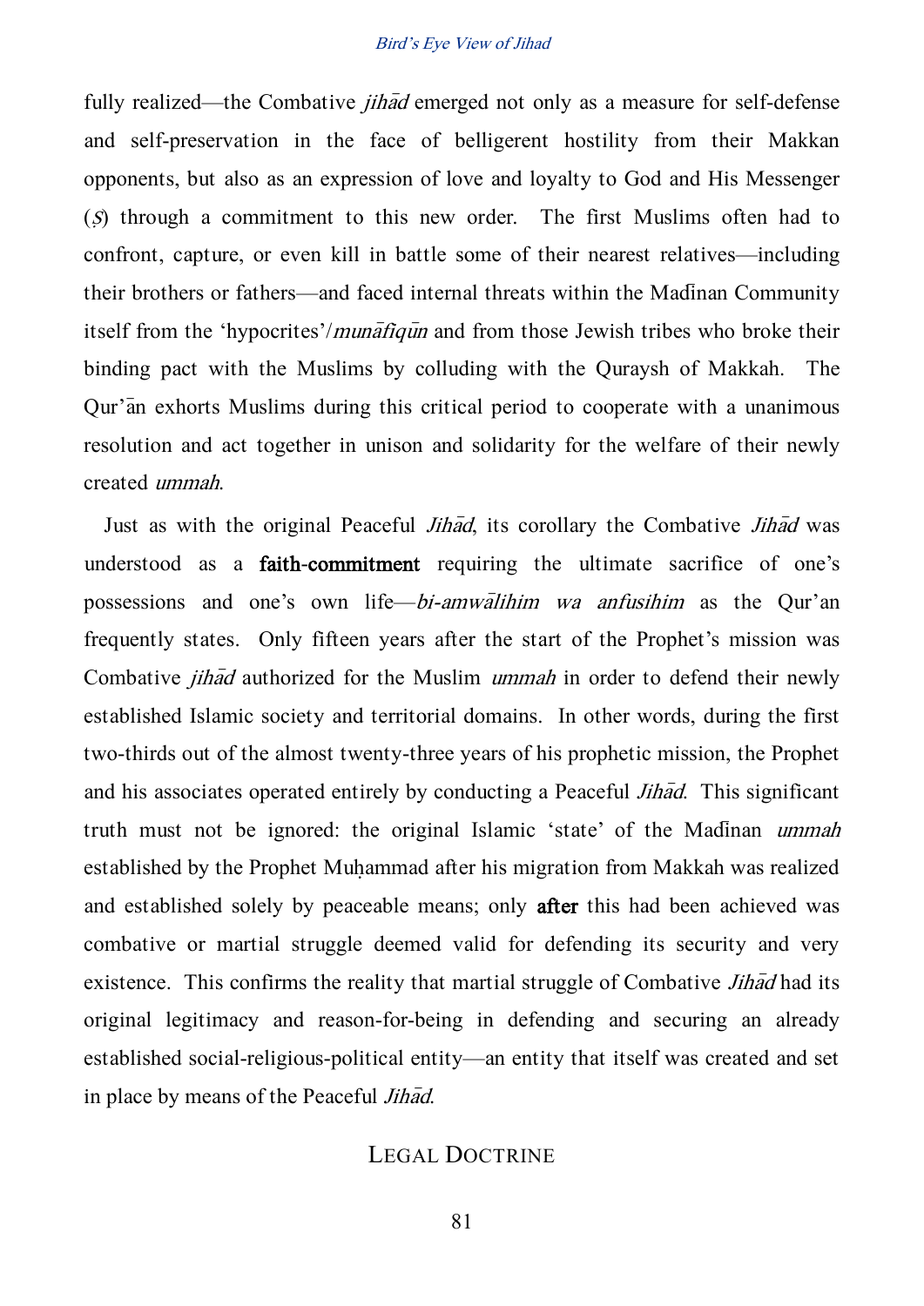fully realized—the Combative *jihād* emerged not only as a measure for self-defense and self-preservation in the face of belligerent hostility from their Makkan opponents, but also as an expression of love and loyalty to God and His Messenger (*Ṣ*) through a commitment to this new order. The first Muslims often had to confront, capture, or even kill in battle some of their nearest relatives—including their brothers or fathers—and faced internal threats within the Madīnan Community itself from the 'hypocrites'/*munāfiqūn* and from those Jewish tribes who broke their binding pact with the Muslims by colluding with the Quraysh of Makkah. The Qur'ān exhorts Muslims during this critical period to cooperate with a unanimous resolution and act together in unison and solidarity for the welfare of their newly created *ummah*.

Just as with the original Peaceful *Jihād*, its corollary the Combative *Jihād* was understood as a **faith-commitment** requiring the ultimate sacrifice of one's possessions and one's own life—*bi-amwālihim wa anfusihim* as the Qur'an frequently states. Only fifteen years after the start of the Prophet's mission was Combative *jihād* authorized for the Muslim *ummah* in order to defend their newly established Islamic society and territorial domains. In other words, during the first two-thirds out of the almost twenty-three years of his prophetic mission, the Prophet and his associates operated entirely by conducting a Peaceful *Jihād*. This significant truth must not be ignored: the original Islamic 'state' of the Madīnan *ummah* established by the Prophet Muḥammad after his migration from Makkah was realized and established solely by peaceable means; only **after** this had been achieved was combative or martial struggle deemed valid for defending its security and very existence. This confirms the reality that martial struggle of Combative *Jihād* had its original legitimacy and reason-for-being in defending and securing an already established social-religious-political entity—an entity that itself was created and set in place by means of the Peaceful *Jihād*.

## Legal Doctrine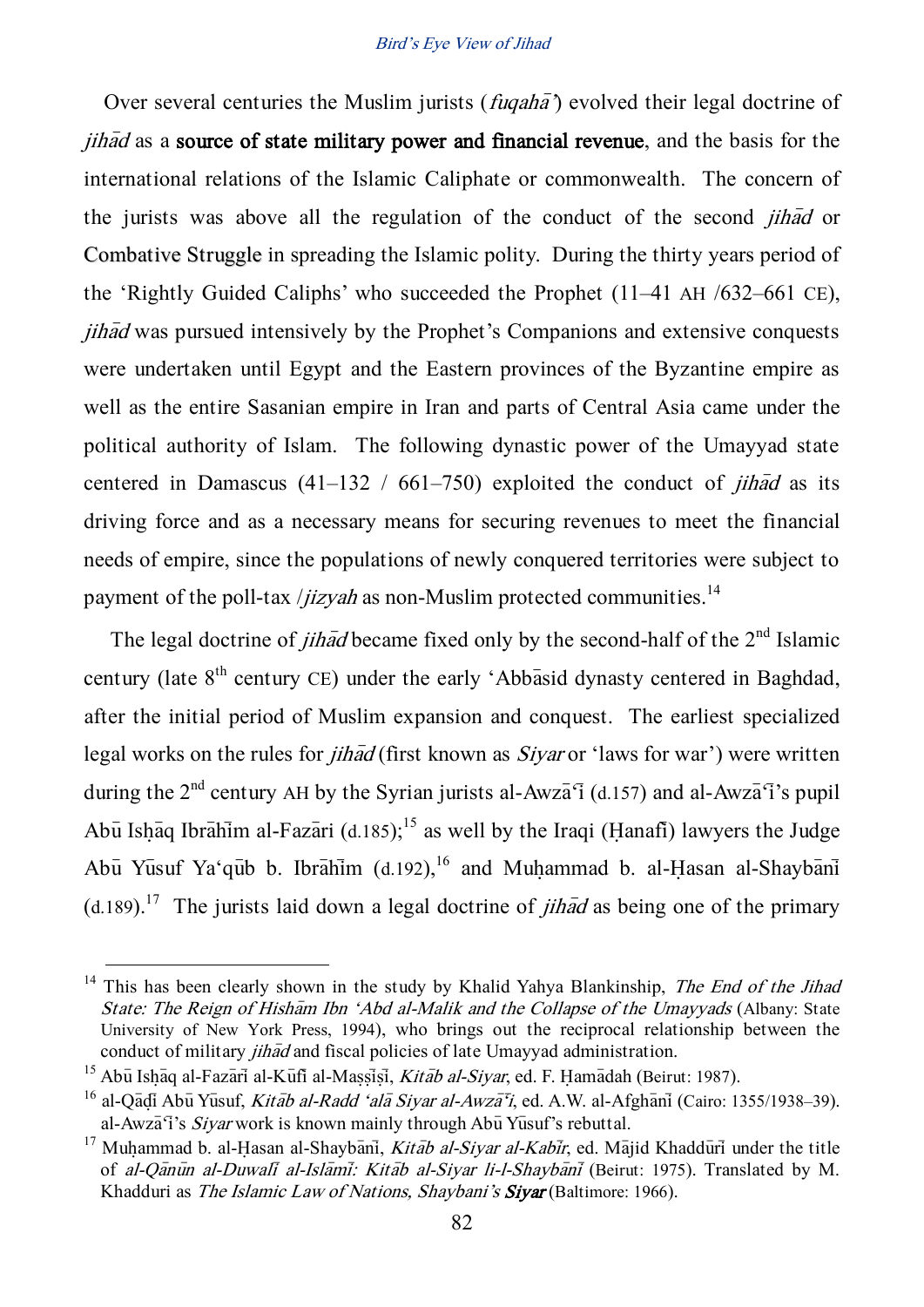Over several centuries the Muslim jurists (*fuqahāʾ*) evolved their legal doctrine of *jihād* as a **source of state military power and financial revenue**, and the basis for the international relations of the Islamic Caliphate or commonwealth. The concern of the jurists was above all the regulation of the conduct of the second *jihād* or Combative Struggle in spreading the Islamic polity. During the thirty years period of the 'Rightly Guided Caliphs' who succeeded the Prophet (11–41 AH /632–661 CE), *jihād* was pursued intensively by the Prophet's Companions and extensive conquests were undertaken until Egypt and the Eastern provinces of the Byzantine empire as well as the entire Sasanian empire in Iran and parts of Central Asia came under the political authority of Islam. The following dynastic power of the Umayyad state centered in Damascus (41–132 / 661–750) exploited the conduct of *jihād* as its driving force and as a necessary means for securing revenues to meet the financial needs of empire, since the populations of newly conquered territories were subject to payment of the poll-tax /*jizyah* as non-Muslim protected communities.[14]

The legal doctrine of *jihād* became fixed only by the second-half of the 2nd Islamic century (late 8th century CE) under the early 'Abbāsid dynasty centered in Baghdad, after the initial period of Muslim expansion and conquest. The earliest specialized legal works on the rules for *jihād* (first known as *Siyar* or 'laws for war') were written during the 2nd century AH by the Syrian jurists al-Awzāʿī (d.157) and al-Awzāʿī's pupil Abū Isḥāq Ibrāhīm al-Fazārī (d.185);[15] as well by the Iraqi (Ḥanafī) lawyers the Judge Abū Yūsuf Yaʿqūb b. Ibrāhīm (d.192),[16] and Muḥammad b. al-Ḥasan al-Shaybānī (d.189).[17] The jurists laid down a legal doctrine of *jihād* as being one of the primary

---

[14] This has been clearly shown in the study by Khalid Yahya Blankinship, *The End of the Jihad State: The Reign of Hishām Ibn 'Abd al-Malik and the Collapse of the Umayyads* (Albany: State University of New York Press, 1994), who brings out the reciprocal relationship between the conduct of military *jihād* and fiscal policies of late Umayyad administration.

[15] Abū Isḥāq al-Fazārī al-Kūfī al-Maṣṣīṣī, *Kitāb al-Siyar*, ed. F. Ḥamādah (Beirut: 1987).

[16] al-Qāḍī Abū Yūsuf, *Kitāb al-Radd 'alā Siyar al-Awzāʿī*, ed. A.W. al-Afghānī (Cairo: 1355/1938–39). al-Awzāʿī's *Siyar* work is known mainly through Abū Yūsuf's rebuttal.

[17] Muḥammad b. al-Ḥasan al-Shaybānī, *Kitāb al-Siyar al-Kabīr*, ed. Mājid Khaddūrī under the title of *al-Qānūn al-Duwalī al-Islāmī: Kitāb al-Siyar li-l-Shaybānī* (Beirut: 1975). Translated by M. Khadduri as *The Islamic Law of Nations, Shaybani's **Siyar*** (Baltimore: 1966).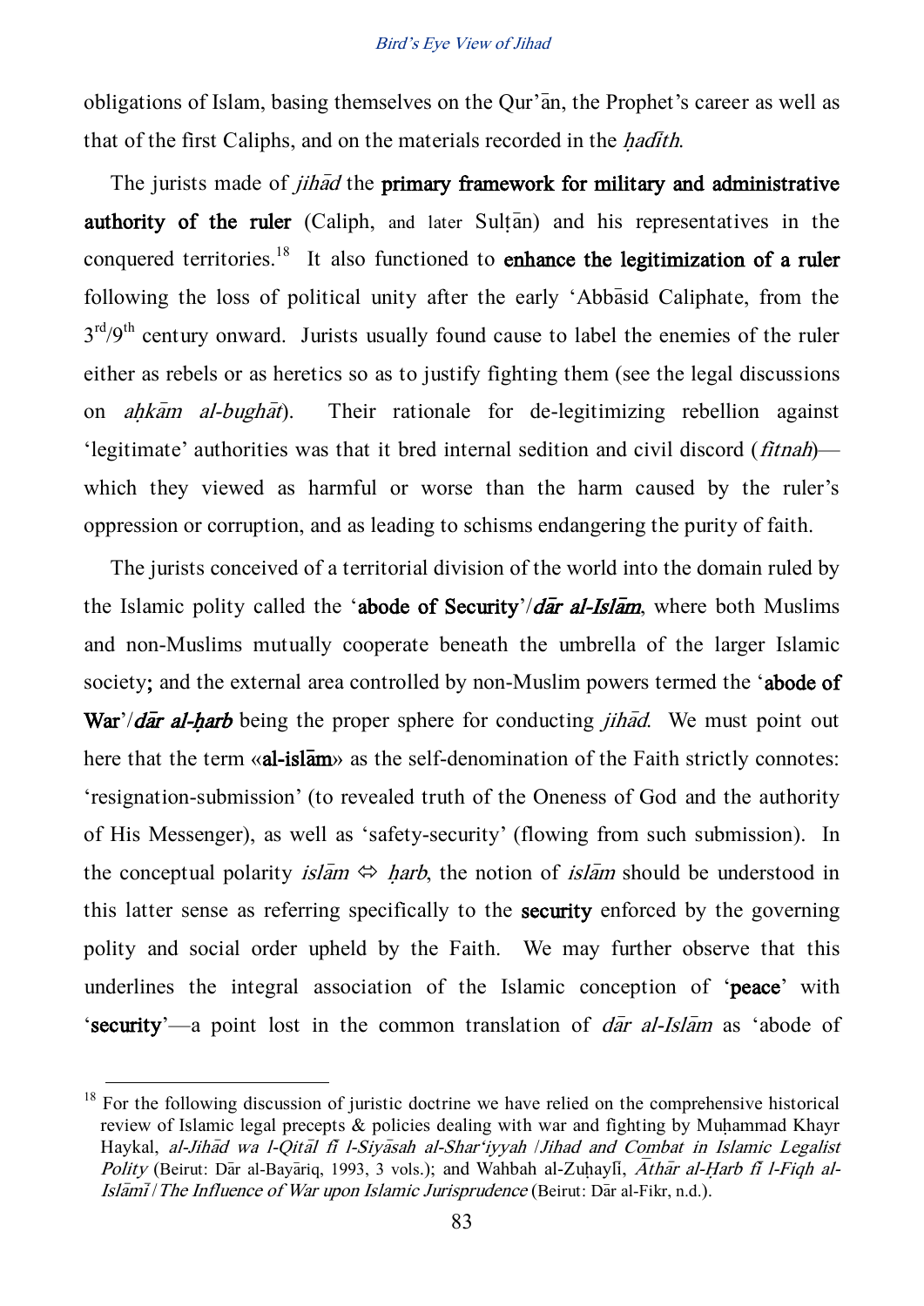obligations of Islam, basing themselves on the Qur'ān, the Prophet's career as well as that of the first Caliphs, and on the materials recorded in the *ḥadīth*.

The jurists made of *jihād* the **primary framework for military and administrative authority of the ruler** (Caliph, and later Sulṭān) and his representatives in the conquered territories.[18] It also functioned to **enhance the legitimization of a ruler** following the loss of political unity after the early 'Abbāsid Caliphate, from the 3rd/9th century onward. Jurists usually found cause to label the enemies of the ruler either as rebels or as heretics so as to justify fighting them (see the legal discussions on *aḥkām al-bughāt*). Their rationale for de-legitimizing rebellion against 'legitimate' authorities was that it bred internal sedition and civil discord (*fitnah*)—which they viewed as harmful or worse than the harm caused by the ruler's oppression or corruption, and as leading to schisms endangering the purity of faith.

The jurists conceived of a territorial division of the world into the domain ruled by the Islamic polity called the '**abode of Security**'/***dār al-Islām***, where both Muslims and non-Muslims mutually cooperate beneath the umbrella of the larger Islamic society; and the external area controlled by non-Muslim powers termed the '**abode of War**'/***dār al-ḥarb*** being the proper sphere for conducting *jihād*. We must point out here that the term «**al-islām**» as the self-denomination of the Faith strictly connotes: 'resignation-submission' (to revealed truth of the Oneness of God and the authority of His Messenger), as well as 'safety-security' (flowing from such submission). In the conceptual polarity *islām* ⇔ *ḥarb*, the notion of *islām* should be understood in this latter sense as referring specifically to the **security** enforced by the governing polity and social order upheld by the Faith. We may further observe that this underlines the integral association of the Islamic conception of '**peace**' with '**security**'—a point lost in the common translation of *dār al-Islām* as 'abode of

---

[18] For the following discussion of juristic doctrine we have relied on the comprehensive historical review of Islamic legal precepts & policies dealing with war and fighting by Muḥammad Khayr Haykal, *al-Jihād wa l-Qitāl fī l-Siyāsah al-Shar'iyyah* / *Jihad and Combat in Islamic Legalist Polity* (Beirut: Dār al-Bayāriq, 1993, 3 vols.); and Wahbah al-Zuḥaylī, *Āthār al-Ḥarb fī l-Fiqh al-Islāmī* / *The Influence of War upon Islamic Jurisprudence* (Beirut: Dār al-Fikr, n.d.).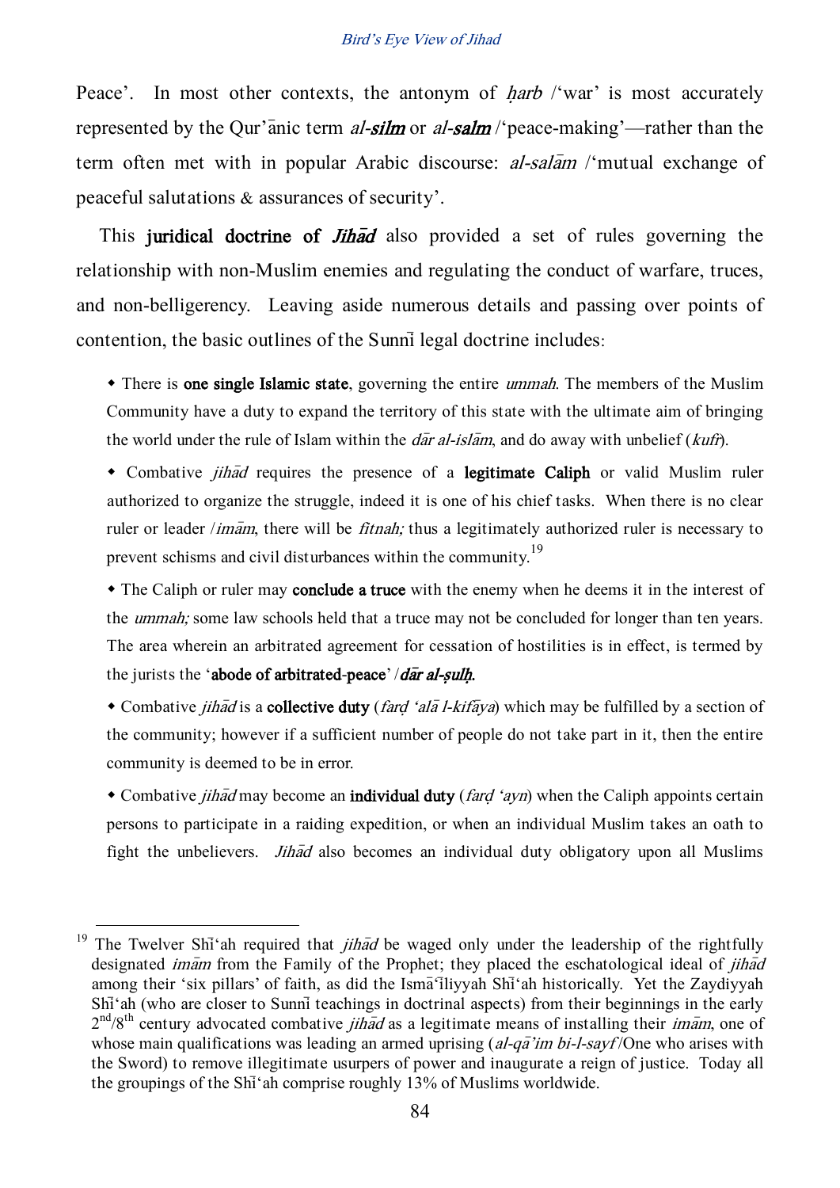Peace'. In most other contexts, the antonym of *ḥarb* /'war' is most accurately represented by the Qur'ānic term ***al-silm*** or ***al-salm*** /'peace-making'—rather than the term often met with in popular Arabic discourse: *al-salām* /'mutual exchange of peaceful salutations & assurances of security'.

This **juridical doctrine of *Jihād*** also provided a set of rules governing the relationship with non-Muslim enemies and regulating the conduct of warfare, truces, and non-belligerency. Leaving aside numerous details and passing over points of contention, the basic outlines of the Sunnī legal doctrine includes:

- There is **one single Islamic state**, governing the entire *ummah*. The members of the Muslim Community have a duty to expand the territory of this state with the ultimate aim of bringing the world under the rule of Islam within the *dār al-islām*, and do away with unbelief (*kufr*).
- Combative *jihād* requires the presence of a **legitimate Caliph** or valid Muslim ruler authorized to organize the struggle, indeed it is one of his chief tasks. When there is no clear ruler or leader /*imām*, there will be *fitnah;* thus a legitimately authorized ruler is necessary to prevent schisms and civil disturbances within the community.[19]
- The Caliph or ruler may **conclude a truce** with the enemy when he deems it in the interest of the *ummah;* some law schools held that a truce may not be concluded for longer than ten years. The area wherein an arbitrated agreement for cessation of hostilities is in effect, is termed by the jurists the '**abode of arbitrated-peace**' /***dār al-ṣulḥ***.
- Combative *jihād* is a **collective duty** (*farḍ 'alā l-kifāya*) which may be fulfilled by a section of the community; however if a sufficient number of people do not take part in it, then the entire community is deemed to be in error.
- Combative *jihād* may become an **individual duty** (*farḍ 'ayn*) when the Caliph appoints certain persons to participate in a raiding expedition, or when an individual Muslim takes an oath to fight the unbelievers. *Jihād* also becomes an individual duty obligatory upon all Muslims

---

[19] The Twelver Shī'ah required that *jihād* be waged only under the leadership of the rightfully designated *imām* from the Family of the Prophet; they placed the eschatological ideal of *jihād* among their 'six pillars' of faith, as did the Ismā'īliyyah Shī'ah historically. Yet the Zaydiyyah Shī'ah (who are closer to Sunnī teachings in doctrinal aspects) from their beginnings in the early 2nd/8th century advocated combative *jihād* as a legitimate means of installing their *imām*, one of whose main qualifications was leading an armed uprising (*al-qā'im bi-l-sayf* /One who arises with the Sword) to remove illegitimate usurpers of power and inaugurate a reign of justice. Today all the groupings of the Shī'ah comprise roughly 13% of Muslims worldwide.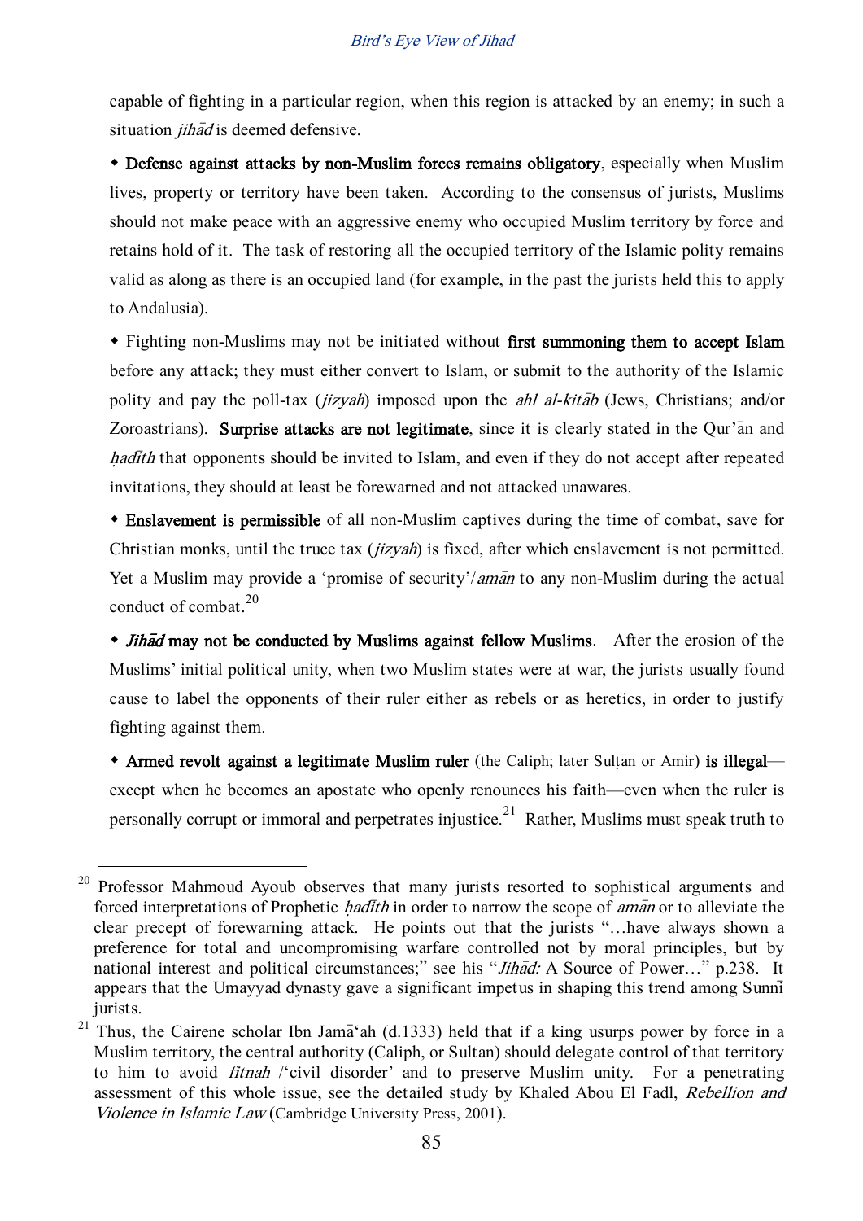capable of fighting in a particular region, when this region is attacked by an enemy; in such a situation *jihād* is deemed defensive.

- **Defense against attacks by non-Muslim forces remains obligatory**, especially when Muslim lives, property or territory have been taken. According to the consensus of jurists, Muslims should not make peace with an aggressive enemy who occupied Muslim territory by force and retains hold of it. The task of restoring all the occupied territory of the Islamic polity remains valid as along as there is an occupied land (for example, in the past the jurists held this to apply to Andalusia).

- Fighting non-Muslims may not be initiated without **first summoning them to accept Islam** before any attack; they must either convert to Islam, or submit to the authority of the Islamic polity and pay the poll-tax (*jizyah*) imposed upon the *ahl al-kitāb* (Jews, Christians; and/or Zoroastrians). **Surprise attacks are not legitimate**, since it is clearly stated in the Qur'ān and *ḥadīth* that opponents should be invited to Islam, and even if they do not accept after repeated invitations, they should at least be forewarned and not attacked unawares.

- **Enslavement is permissible** of all non-Muslim captives during the time of combat, save for Christian monks, until the truce tax (*jizyah*) is fixed, after which enslavement is not permitted. Yet a Muslim may provide a 'promise of security'/*amān* to any non-Muslim during the actual conduct of combat.[20]

- ***Jihād* may not be conducted by Muslims against fellow Muslims**. After the erosion of the Muslims' initial political unity, when two Muslim states were at war, the jurists usually found cause to label the opponents of their ruler either as rebels or as heretics, in order to justify fighting against them.

- **Armed revolt against a legitimate Muslim ruler** (the Caliph; later Sulṭān or Amīr) **is illegal**—except when he becomes an apostate who openly renounces his faith—even when the ruler is personally corrupt or immoral and perpetrates injustice.[21] Rather, Muslims must speak truth to

---

[20] Professor Mahmoud Ayoub observes that many jurists resorted to sophistical arguments and forced interpretations of Prophetic *ḥadīth* in order to narrow the scope of *amān* or to alleviate the clear precept of forewarning attack. He points out that the jurists "…have always shown a preference for total and uncompromising warfare controlled not by moral principles, but by national interest and political circumstances;" see his "*Jihād:* A Source of Power…" p.238. It appears that the Umayyad dynasty gave a significant impetus in shaping this trend among Sunnī jurists.

[21] Thus, the Cairene scholar Ibn Jamā'ah (d.1333) held that if a king usurps power by force in a Muslim territory, the central authority (Caliph, or Sultan) should delegate control of that territory to him to avoid *fitnah* /'civil disorder' and to preserve Muslim unity. For a penetrating assessment of this whole issue, see the detailed study by Khaled Abou El Fadl, *Rebellion and Violence in Islamic Law* (Cambridge University Press, 2001).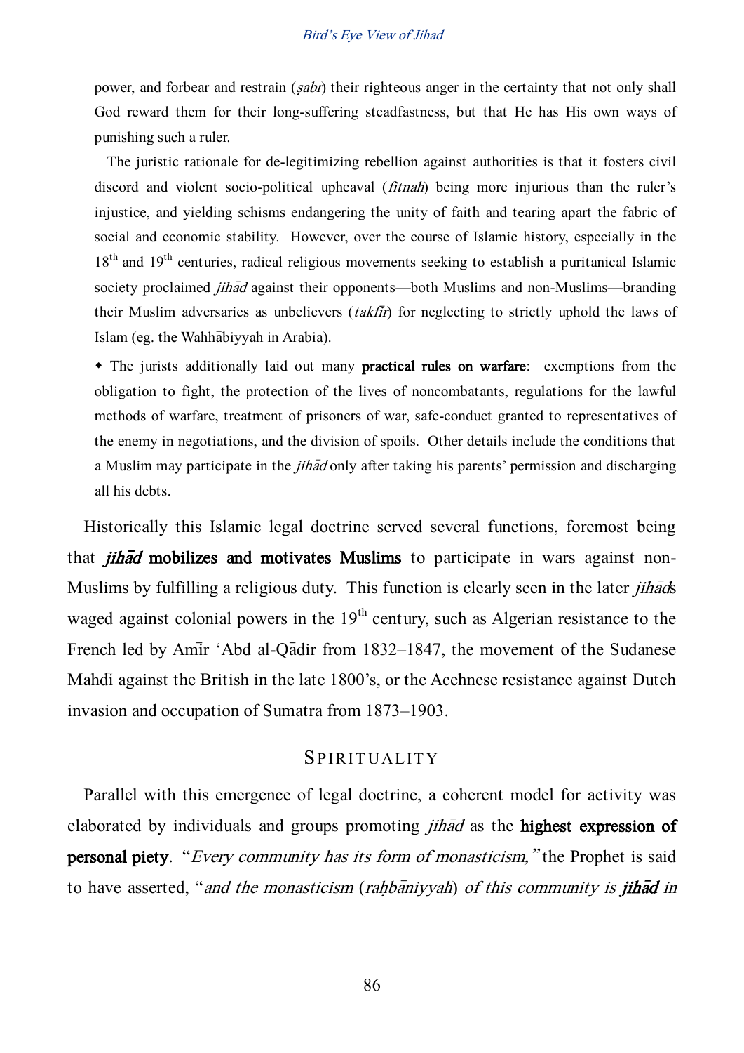power, and forbear and restrain (*ṣabr*) their righteous anger in the certainty that not only shall God reward them for their long-suffering steadfastness, but that He has His own ways of punishing such a ruler.

The juristic rationale for de-legitimizing rebellion against authorities is that it fosters civil discord and violent socio-political upheaval (*fitnah*) being more injurious than the ruler's injustice, and yielding schisms endangering the unity of faith and tearing apart the fabric of social and economic stability. However, over the course of Islamic history, especially in the 18th and 19th centuries, radical religious movements seeking to establish a puritanical Islamic society proclaimed *jihād* against their opponents—both Muslims and non-Muslims—branding their Muslim adversaries as unbelievers (*takfīr*) for neglecting to strictly uphold the laws of Islam (eg. the Wahhābiyyah in Arabia).

- The jurists additionally laid out many **practical rules on warfare**: exemptions from the obligation to fight, the protection of the lives of noncombatants, regulations for the lawful methods of warfare, treatment of prisoners of war, safe-conduct granted to representatives of the enemy in negotiations, and the division of spoils. Other details include the conditions that a Muslim may participate in the *jihād* only after taking his parents' permission and discharging all his debts.

Historically this Islamic legal doctrine served several functions, foremost being that ***jihād* mobilizes and motivates Muslims** to participate in wars against non-Muslims by fulfilling a religious duty. This function is clearly seen in the later *jihād*s waged against colonial powers in the 19th century, such as Algerian resistance to the French led by Amīr 'Abd al-Qādir from 1832–1847, the movement of the Sudanese Mahdī against the British in the late 1800's, or the Acehnese resistance against Dutch invasion and occupation of Sumatra from 1873–1903.

## SPIRITUALITY

Parallel with this emergence of legal doctrine, a coherent model for activity was elaborated by individuals and groups promoting *jihād* as the **highest expression of personal piety**. "*Every community has its form of monasticism,*" the Prophet is said to have asserted, "*and the monasticism* (*raḥbāniyyah*) *of this community is **jihād** in*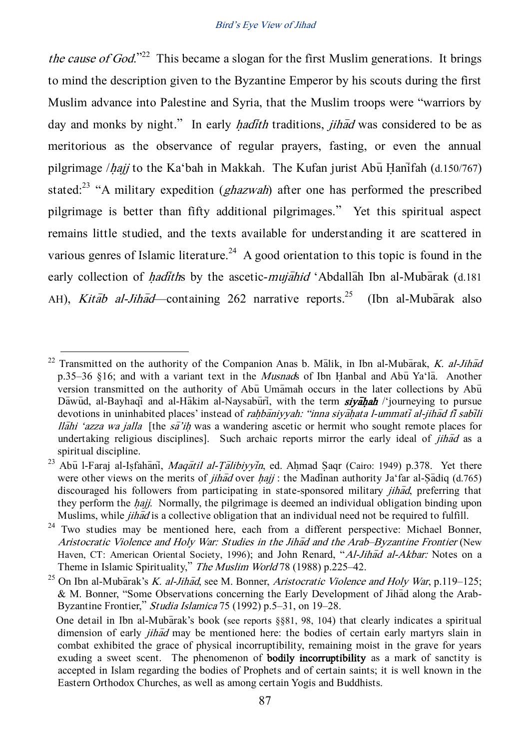*the cause of God*."[22] This became a slogan for the first Muslim generations. It brings to mind the description given to the Byzantine Emperor by his scouts during the first Muslim advance into Palestine and Syria, that the Muslim troops were "warriors by day and monks by night." In early *ḥadīth* traditions, *jihād* was considered to be as meritorious as the observance of regular prayers, fasting, or even the annual pilgrimage /*ḥajj* to the Ka'bah in Makkah. The Kufan jurist Abū Ḥanīfah (d.150/767) stated:[23] "A military expedition (*ghazwah*) after one has performed the prescribed pilgrimage is better than fifty additional pilgrimages." Yet this spiritual aspect remains little studied, and the texts available for understanding it are scattered in various genres of Islamic literature.[24] A good orientation to this topic is found in the early collection of *ḥadīth*s by the ascetic-*mujāhid* 'Abdallāh Ibn al-Mubārak (d.181 AH), *Kitāb al-Jihād*—containing 262 narrative reports.[25] (Ibn al-Mubārak also

---

[22] Transmitted on the authority of the Companion Anas b. Mālik, in Ibn al-Mubārak, *K. al-Jihād* p.35–36 §16; and with a variant text in the *Musnad*s of Ibn Ḥanbal and Abū Ya'lā. Another version transmitted on the authority of Abū Umāmah occurs in the later collections by Abū Dāwūd, al-Bayhaqī and al-Ḥākim al-Naysabūrī, with the term ***siyāḥah*** /'journeying to pursue devotions in uninhabited places' instead of *raḥbāniyyah: "inna siyāḥata l-ummatī al-jihād fī sabīli llāhi 'azza wa jalla* [the *sā'iḥ* was a wandering ascetic or hermit who sought remote places for undertaking religious disciplines]. Such archaic reports mirror the early ideal of *jihād* as a spiritual discipline.

[23] Abū l-Faraj al-Iṣfahānī, *Maqātil al-Ṭālibiyyīn*, ed. Aḥmad Ṣaqr (Cairo: 1949) p.378. Yet there were other views on the merits of *jihād* over *ḥajj* : the Madīnan authority Ja'far al-Ṣādiq (d.765) discouraged his followers from participating in state-sponsored military *jihād*, preferring that they perform the *ḥajj*. Normally, the pilgrimage is deemed an individual obligation binding upon Muslims, while *jihād* is a collective obligation that an individual need not be required to fulfill.

[24] Two studies may be mentioned here, each from a different perspective: Michael Bonner, *Aristocratic Violence and Holy War: Studies in the Jihād and the Arab–Byzantine Frontier* (New Haven, CT: American Oriental Society, 1996); and John Renard, "*Al-Jihād al-Akbar:* Notes on a Theme in Islamic Spirituality," *The Muslim World* 78 (1988) p.225–42.

[25] On Ibn al-Mubārak's *K. al-Jihād*, see M. Bonner, *Aristocratic Violence and Holy War*, p.119–125; & M. Bonner, "Some Observations concerning the Early Development of Jihād along the Arab-Byzantine Frontier," *Studia Islamica* 75 (1992) p.5–31, on 19–28.

One detail in Ibn al-Mubārak's book (see reports §§81, 98, 104) that clearly indicates a spiritual dimension of early *jihād* may be mentioned here: the bodies of certain early martyrs slain in combat exhibited the grace of physical incorruptibility, remaining moist in the grave for years exuding a sweet scent. The phenomenon of **bodily incorruptibility** as a mark of sanctity is accepted in Islam regarding the bodies of Prophets and of certain saints; it is well known in the Eastern Orthodox Churches, as well as among certain Yogis and Buddhists.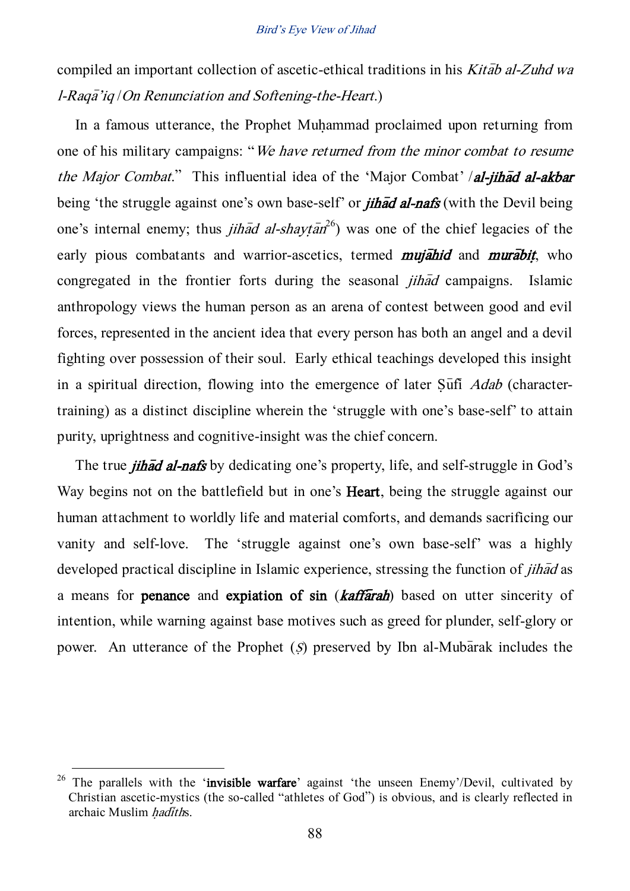compiled an important collection of ascetic-ethical traditions in his *Kitāb al-Zuhd wa l-Raqā'iq / On Renunciation and Softening-the-Heart*.)

In a famous utterance, the Prophet Muḥammad proclaimed upon returning from one of his military campaigns: "*We have returned from the minor combat to resume the Major Combat*." This influential idea of the 'Major Combat' /***al-jihād al-akbar*** being 'the struggle against one's own base-self' or ***jihād al-nafs*** (with the Devil being one's internal enemy; thus *jihād al-shayṭān*[26]) was one of the chief legacies of the early pious combatants and warrior-ascetics, termed ***mujāhid*** and ***murābiṭ***, who congregated in the frontier forts during the seasonal *jihād* campaigns. Islamic anthropology views the human person as an arena of contest between good and evil forces, represented in the ancient idea that every person has both an angel and a devil fighting over possession of their soul. Early ethical teachings developed this insight in a spiritual direction, flowing into the emergence of later Ṣūfī *Adab* (character-training) as a distinct discipline wherein the 'struggle with one's base-self' to attain purity, uprightness and cognitive-insight was the chief concern.

The true ***jihād al-nafs*** by dedicating one's property, life, and self-struggle in God's Way begins not on the battlefield but in one's **Heart**, being the struggle against our human attachment to worldly life and material comforts, and demands sacrificing our vanity and self-love. The 'struggle against one's own base-self' was a highly developed practical discipline in Islamic experience, stressing the function of *jihād* as a means for **penance** and **expiation of sin** (***kaffārah***) based on utter sincerity of intention, while warning against base motives such as greed for plunder, self-glory or power. An utterance of the Prophet (*Ṣ*) preserved by Ibn al-Mubārak includes the

---

[26] The parallels with the '**invisible warfare**' against 'the unseen Enemy'/Devil, cultivated by Christian ascetic-mystics (the so-called "athletes of God") is obvious, and is clearly reflected in archaic Muslim *ḥadīth*s.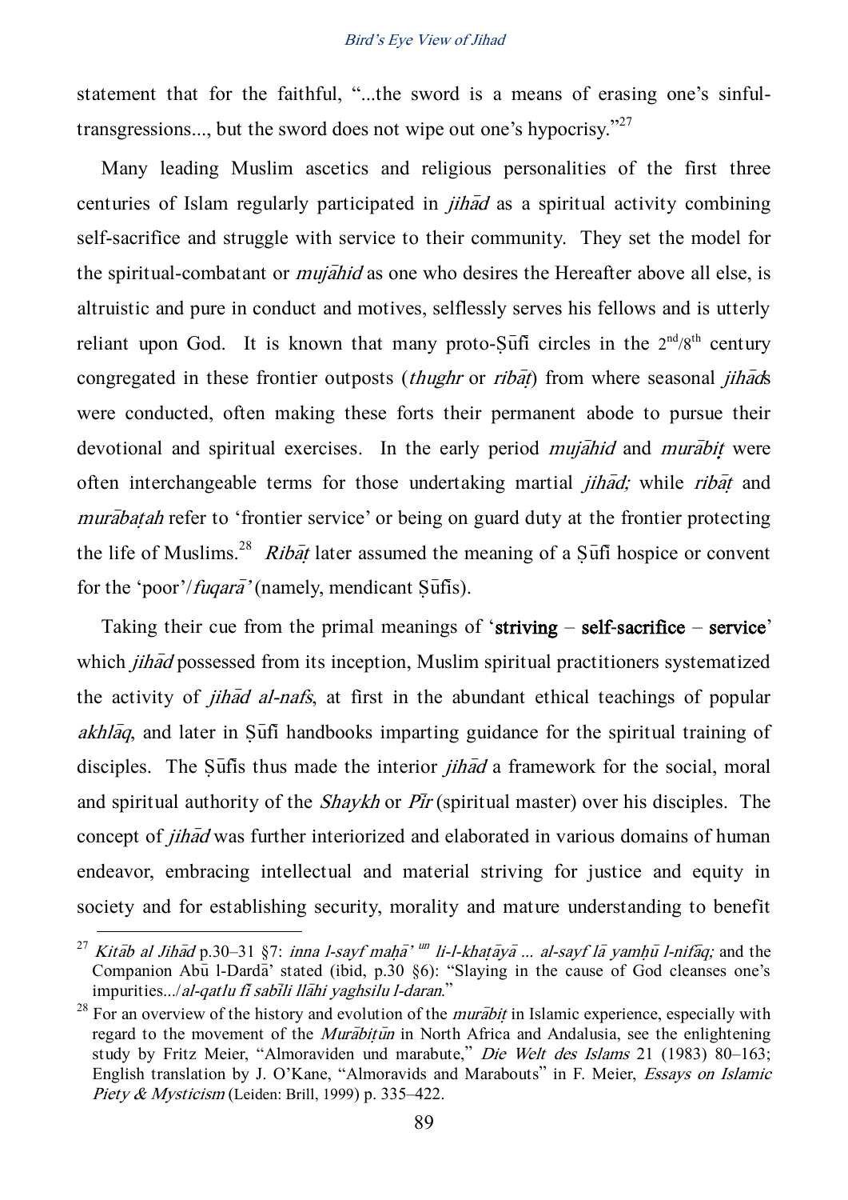statement that for the faithful, "...the sword is a means of erasing one's sinful-transgressions..., but the sword does not wipe out one's hypocrisy."[27]

Many leading Muslim ascetics and religious personalities of the first three centuries of Islam regularly participated in *jihād* as a spiritual activity combining self-sacrifice and struggle with service to their community. They set the model for the spiritual-combatant or *mujāhid* as one who desires the Hereafter above all else, is altruistic and pure in conduct and motives, selflessly serves his fellows and is utterly reliant upon God. It is known that many proto-Ṣūfī circles in the 2nd/8th century congregated in these frontier outposts (*thughr* or *ribāṭ*) from where seasonal *jihād*s were conducted, often making these forts their permanent abode to pursue their devotional and spiritual exercises. In the early period *mujāhid* and *murābiṭ* were often interchangeable terms for those undertaking martial *jihād;* while *ribāṭ* and *murābaṭah* refer to 'frontier service' or being on guard duty at the frontier protecting the life of Muslims.[28] *Ribāṭ* later assumed the meaning of a Ṣūfī hospice or convent for the 'poor'/*fuqarā'* (namely, mendicant Ṣūfīs).

Taking their cue from the primal meanings of '**striving** – **self-sacrifice** – **service**' which *jihād* possessed from its inception, Muslim spiritual practitioners systematized the activity of *jihād al-nafs*, at first in the abundant ethical teachings of popular *akhlāq*, and later in Ṣūfī handbooks imparting guidance for the spiritual training of disciples. The Ṣūfīs thus made the interior *jihād* a framework for the social, moral and spiritual authority of the *Shaykh* or *Pīr* (spiritual master) over his disciples. The concept of *jihād* was further interiorized and elaborated in various domains of human endeavor, embracing intellectual and material striving for justice and equity in society and for establishing security, morality and mature understanding to benefit

---

[27] *Kitāb al Jihād* p.30–31 §7: *inna l-sayf maḥā' un li-l-khaṭāyā ... al-sayf lā yamḥū l-nifāq;* and the Companion Abū l-Dardā' stated (ibid, p.30 §6): "Slaying in the cause of God cleanses one's impurities.../*al-qatlu fī sabīli llāhi yaghsilu l-daran*."

[28] For an overview of the history and evolution of the *murābiṭ* in Islamic experience, especially with regard to the movement of the *Murābiṭūn* in North Africa and Andalusia, see the enlightening study by Fritz Meier, "Almoraviden und marabute," *Die Welt des Islams* 21 (1983) 80–163; English translation by J. O'Kane, "Almoravids and Marabouts" in F. Meier, *Essays on Islamic Piety & Mysticism* (Leiden: Brill, 1999) p. 335–422.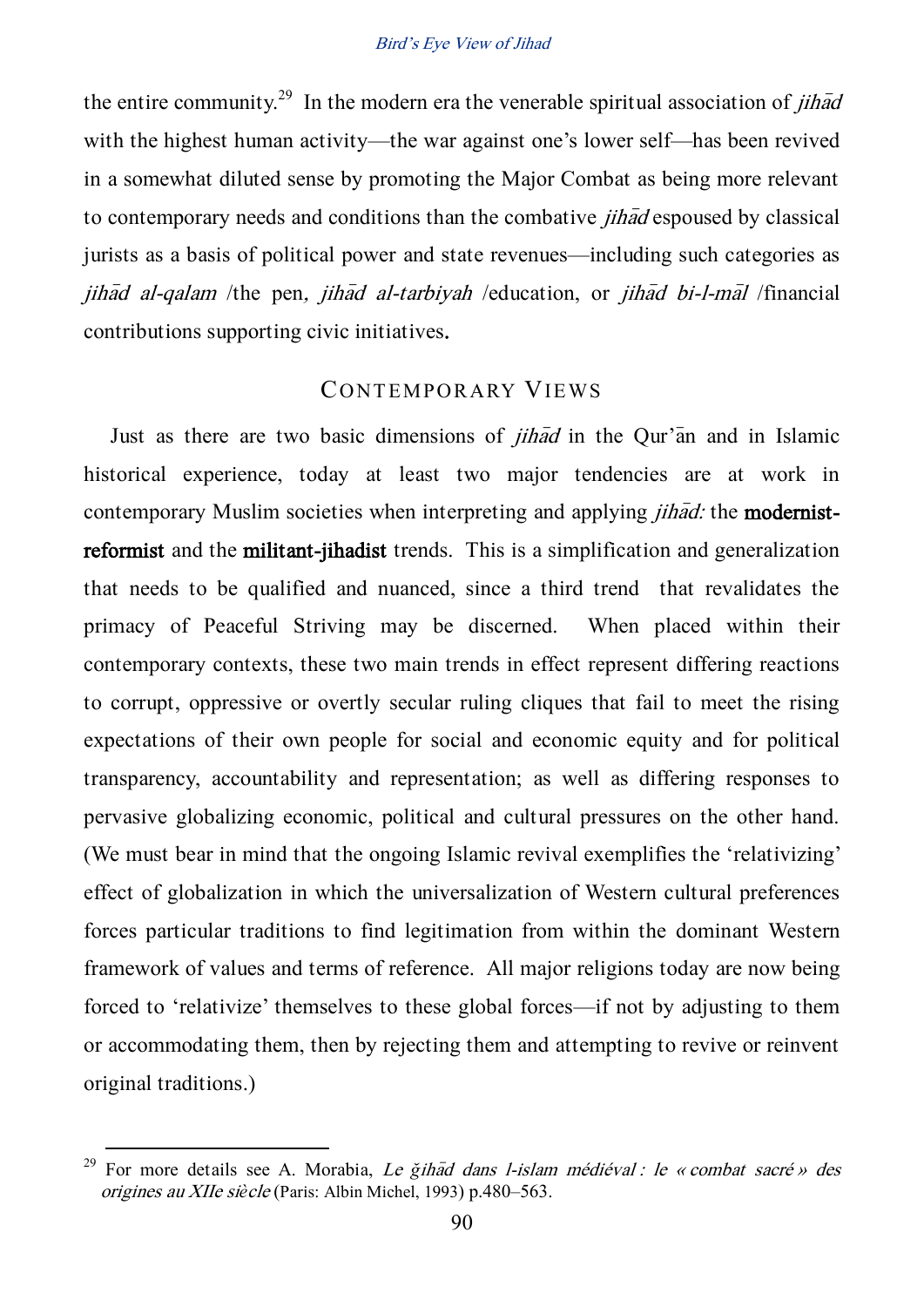the entire community.[29] In the modern era the venerable spiritual association of *jihād* with the highest human activity—the war against one's lower self—has been revived in a somewhat diluted sense by promoting the Major Combat as being more relevant to contemporary needs and conditions than the combative *jihād* espoused by classical jurists as a basis of political power and state revenues—including such categories as *jihād al-qalam* /the pen, *jihād al-tarbiyah* /education, or *jihād bi-l-māl* /financial contributions supporting civic initiatives.

## CONTEMPORARY VIEWS

Just as there are two basic dimensions of *jihād* in the Qur'ān and in Islamic historical experience, today at least two major tendencies are at work in contemporary Muslim societies when interpreting and applying *jihād:* the **modernist-reformist** and the **militant-jihadist** trends. This is a simplification and generalization that needs to be qualified and nuanced, since a third trend that revalidates the primacy of Peaceful Striving may be discerned. When placed within their contemporary contexts, these two main trends in effect represent differing reactions to corrupt, oppressive or overtly secular ruling cliques that fail to meet the rising expectations of their own people for social and economic equity and for political transparency, accountability and representation; as well as differing responses to pervasive globalizing economic, political and cultural pressures on the other hand. (We must bear in mind that the ongoing Islamic revival exemplifies the 'relativizing' effect of globalization in which the universalization of Western cultural preferences forces particular traditions to find legitimation from within the dominant Western framework of values and terms of reference. All major religions today are now being forced to 'relativize' themselves to these global forces—if not by adjusting to them or accommodating them, then by rejecting them and attempting to revive or reinvent original traditions.)

---

[29] For more details see A. Morabia, *Le ǧihād dans l-islam médiéval : le « combat sacré » des origines au XIIe siècle* (Paris: Albin Michel, 1993) p.480–563.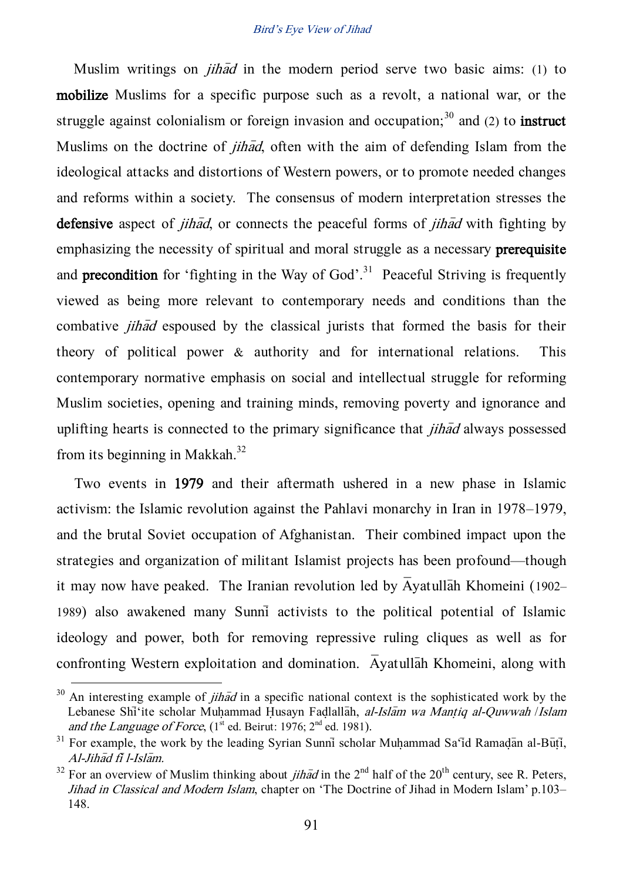Muslim writings on *jihād* in the modern period serve two basic aims: (1) to **mobilize** Muslims for a specific purpose such as a revolt, a national war, or the struggle against colonialism or foreign invasion and occupation;[30] and (2) to **instruct** Muslims on the doctrine of *jihād*, often with the aim of defending Islam from the ideological attacks and distortions of Western powers, or to promote needed changes and reforms within a society. The consensus of modern interpretation stresses the **defensive** aspect of *jihād*, or connects the peaceful forms of *jihād* with fighting by emphasizing the necessity of spiritual and moral struggle as a necessary **prerequisite** and **precondition** for 'fighting in the Way of God'.[31] Peaceful Striving is frequently viewed as being more relevant to contemporary needs and conditions than the combative *jihād* espoused by the classical jurists that formed the basis for their theory of political power & authority and for international relations. This contemporary normative emphasis on social and intellectual struggle for reforming Muslim societies, opening and training minds, removing poverty and ignorance and uplifting hearts is connected to the primary significance that *jihād* always possessed from its beginning in Makkah.[32]

Two events in **1979** and their aftermath ushered in a new phase in Islamic activism: the Islamic revolution against the Pahlavi monarchy in Iran in 1978–1979, and the brutal Soviet occupation of Afghanistan. Their combined impact upon the strategies and organization of militant Islamist projects has been profound—though it may now have peaked. The Iranian revolution led by Āyatullāh Khomeini (1902–1989) also awakened many Sunnī activists to the political potential of Islamic ideology and power, both for removing repressive ruling cliques as well as for confronting Western exploitation and domination. Āyatullāh Khomeini, along with

---

[30] An interesting example of *jihād* in a specific national context is the sophisticated work by the Lebanese Shī'ite scholar Muḥammad Ḥusayn Faḍlallāh, *al-Islām wa Manṭiq al-Quwwah* /*Islam and the Language of Force*, (1st ed. Beirut: 1976; 2nd ed. 1981).

[31] For example, the work by the leading Syrian Sunnī scholar Muḥammad Sa'īd Ramaḍān al-Būṭī, *Al-Jihād fī l-Islām.*

[32] For an overview of Muslim thinking about *jihād* in the 2nd half of the 20th century, see R. Peters, *Jihad in Classical and Modern Islam*, chapter on 'The Doctrine of Jihad in Modern Islam' p.103–148.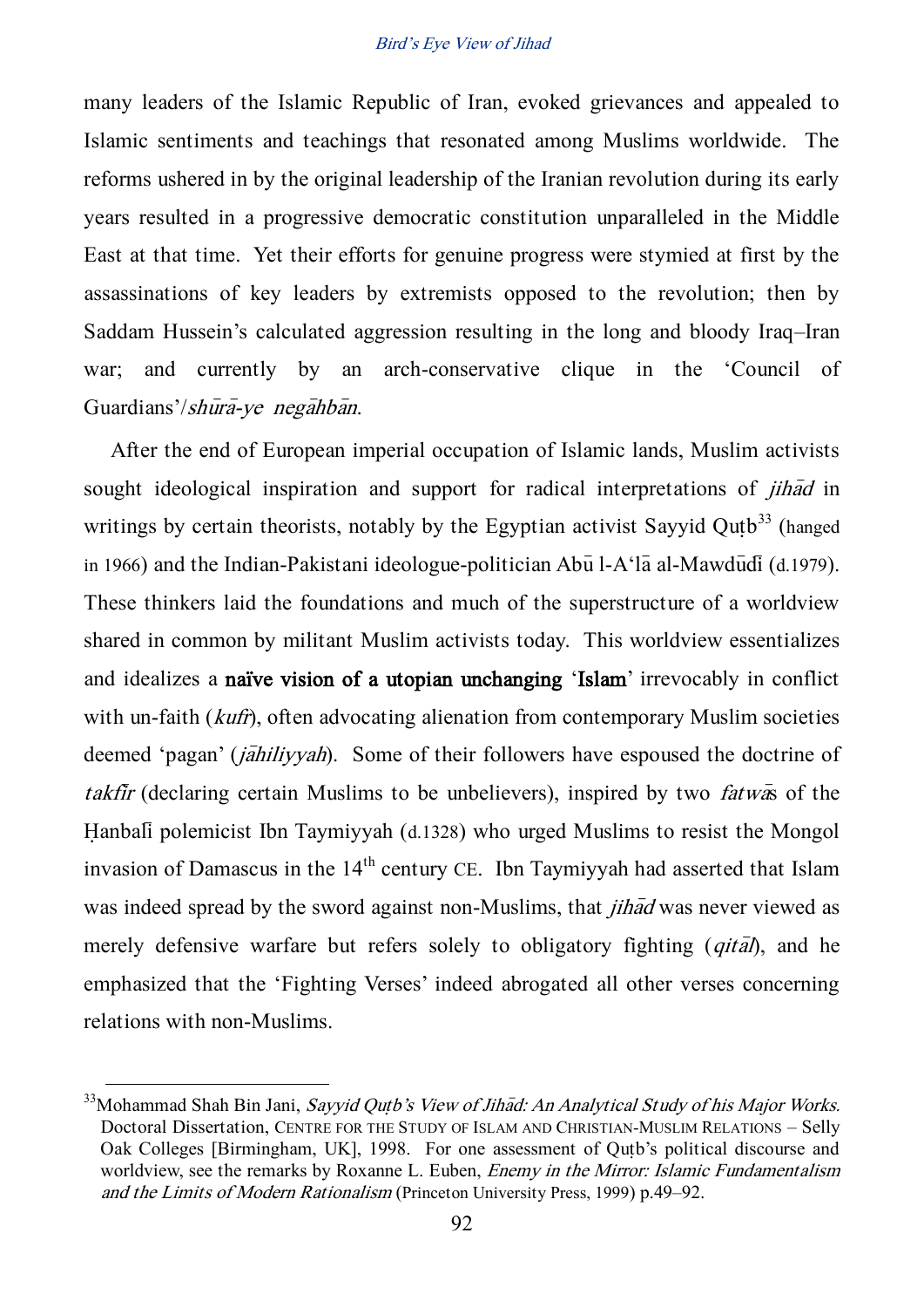many leaders of the Islamic Republic of Iran, evoked grievances and appealed to Islamic sentiments and teachings that resonated among Muslims worldwide. The reforms ushered in by the original leadership of the Iranian revolution during its early years resulted in a progressive democratic constitution unparalleled in the Middle East at that time. Yet their efforts for genuine progress were stymied at first by the assassinations of key leaders by extremists opposed to the revolution; then by Saddam Hussein's calculated aggression resulting in the long and bloody Iraq–Iran war; and currently by an arch-conservative clique in the 'Council of Guardians'/*shūrā-ye negāhbān*.

After the end of European imperial occupation of Islamic lands, Muslim activists sought ideological inspiration and support for radical interpretations of *jihād* in writings by certain theorists, notably by the Egyptian activist Sayyid Quṭb[33] (hanged in 1966) and the Indian-Pakistani ideologue-politician Abū l-A'lā al-Mawdūdī (d.1979). These thinkers laid the foundations and much of the superstructure of a worldview shared in common by militant Muslim activists today. This worldview essentializes and idealizes a **naïve vision of a utopian unchanging** '**Islam**' irrevocably in conflict with un-faith (*kufr*), often advocating alienation from contemporary Muslim societies deemed 'pagan' (*jāhiliyyah*). Some of their followers have espoused the doctrine of *takfīr* (declaring certain Muslims to be unbelievers), inspired by two *fatwā*s of the Ḥanbalī polemicist Ibn Taymiyyah (d.1328) who urged Muslims to resist the Mongol invasion of Damascus in the 14th century CE. Ibn Taymiyyah had asserted that Islam was indeed spread by the sword against non-Muslims, that *jihād* was never viewed as merely defensive warfare but refers solely to obligatory fighting (*qitāl*), and he emphasized that the 'Fighting Verses' indeed abrogated all other verses concerning relations with non-Muslims.

---

[33] Mohammad Shah Bin Jani, *Sayyid Quṭb's View of Jihād: An Analytical Study of his Major Works.* Doctoral Dissertation, Centre for the Study of Islam and Christian-Muslim Relations – Selly Oak Colleges [Birmingham, UK], 1998. For one assessment of Quṭb's political discourse and worldview, see the remarks by Roxanne L. Euben, *Enemy in the Mirror: Islamic Fundamentalism and the Limits of Modern Rationalism* (Princeton University Press, 1999) p.49–92.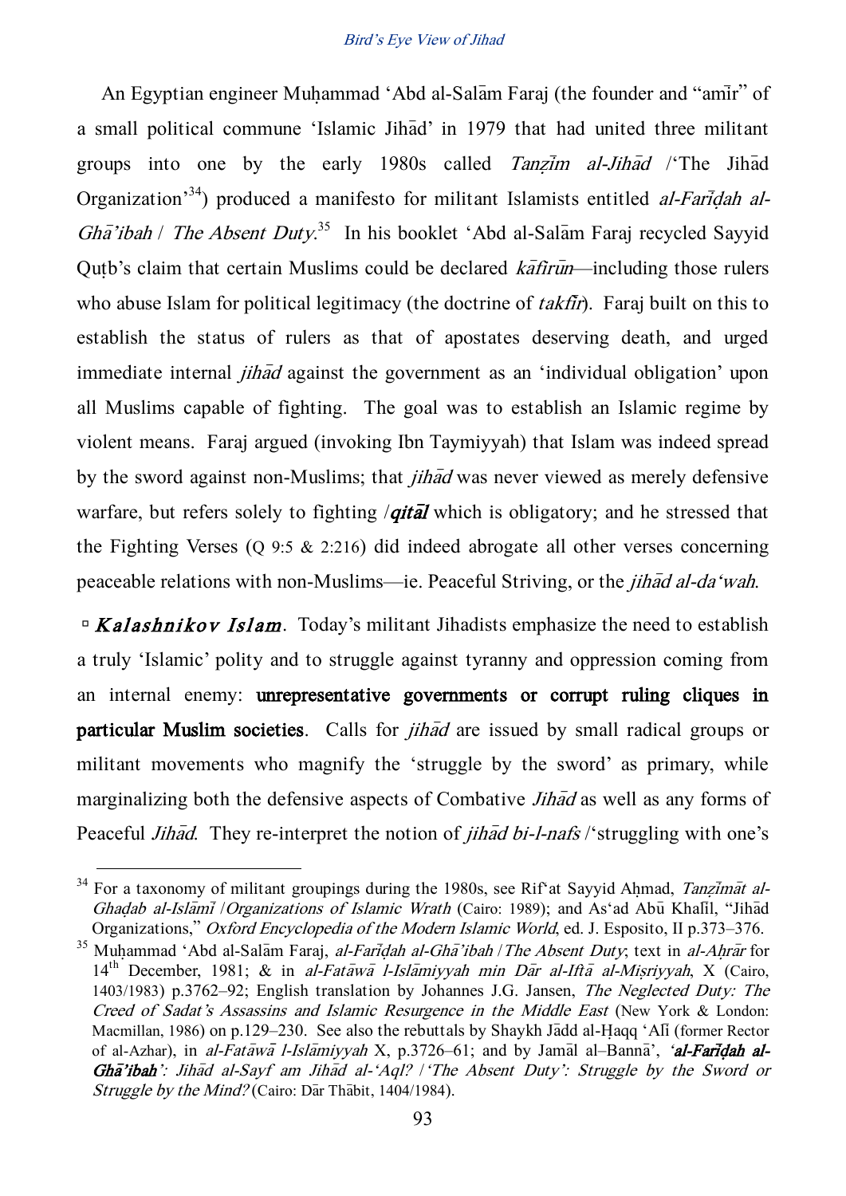An Egyptian engineer Muḥammad ʻAbd al-Salām Faraj (the founder and "amīr" of a small political commune 'Islamic Jihād' in 1979 that had united three militant groups into one by the early 1980s called *Tanẓīm al-Jihād* /'The Jihād Organization'[34]) produced a manifesto for militant Islamists entitled *al-Farīḍah al-Ghā'ibah* / *The Absent Duty*.[35] In his booklet ʻAbd al-Salām Faraj recycled Sayyid Quṭb's claim that certain Muslims could be declared *kāfirūn*—including those rulers who abuse Islam for political legitimacy (the doctrine of *takfīr*). Faraj built on this to establish the status of rulers as that of apostates deserving death, and urged immediate internal *jihād* against the government as an 'individual obligation' upon all Muslims capable of fighting. The goal was to establish an Islamic regime by violent means. Faraj argued (invoking Ibn Taymiyyah) that Islam was indeed spread by the sword against non-Muslims; that *jihād* was never viewed as merely defensive warfare, but refers solely to fighting /***qitāl*** which is obligatory; and he stressed that the Fighting Verses (Q 9:5 & 2:216) did indeed abrogate all other verses concerning peaceable relations with non-Muslims—ie. Peaceful Striving, or the *jihād al-daʻwah*.

▫ ***Kalashnikov Islam***. Today's militant Jihadists emphasize the need to establish a truly 'Islamic' polity and to struggle against tyranny and oppression coming from an internal enemy: **unrepresentative governments or corrupt ruling cliques in particular Muslim societies**. Calls for *jihād* are issued by small radical groups or militant movements who magnify the 'struggle by the sword' as primary, while marginalizing both the defensive aspects of Combative *Jihād* as well as any forms of Peaceful *Jihād*. They re-interpret the notion of *jihād bi-l-nafs* /'struggling with one's

---

[34] For a taxonomy of militant groupings during the 1980s, see Rifʻat Sayyid Aḥmad, *Tanẓīmāt al-Ghaḍab al-Islāmī* /*Organizations of Islamic Wrath* (Cairo: 1989); and Asʻad Abū Khalīl, "Jihād Organizations," *Oxford Encyclopedia of the Modern Islamic World*, ed. J. Esposito, II p.373–376.

[35] Muḥammad ʻAbd al-Salām Faraj, *al-Farīḍah al-Ghā'ibah* /*The Absent Duty*; text in *al-Aḥrār* for 14th December, 1981; & in *al-Fatāwā l-Islāmiyyah min Dār al-Iftā al-Miṣriyyah*, X (Cairo, 1403/1983) p.3762–92; English translation by Johannes J.G. Jansen, *The Neglected Duty: The Creed of Sadat's Assassins and Islamic Resurgence in the Middle East* (New York & London: Macmillan, 1986) on p.129–230. See also the rebuttals by Shaykh Jādd al-Ḥaqq ʻAlī (former Rector of al-Azhar), in *al-Fatāwā l-Islāmiyyah* X, p.3726–61; and by Jamāl al–Bannā', '***al-Farīḍah al-Ghā'ibah***'*: Jihād al-Sayf am Jihād al-ʻAql?* /*'The Absent Duty': Struggle by the Sword or Struggle by the Mind?* (Cairo: Dār Thābit, 1404/1984).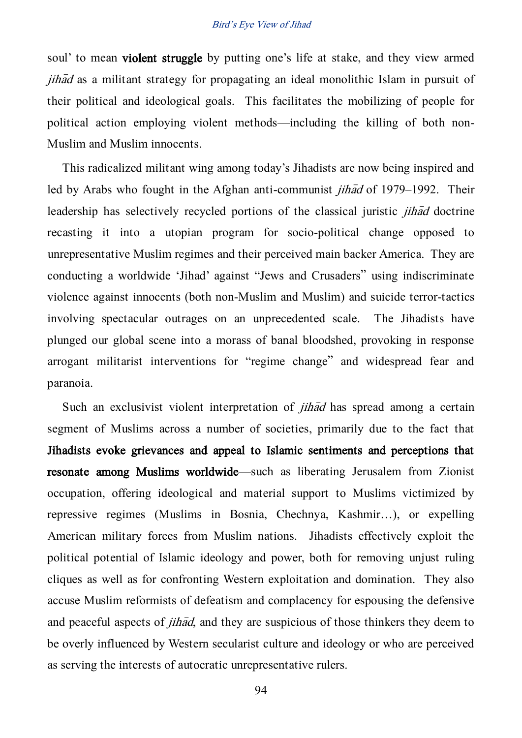soul' to mean **violent struggle** by putting one's life at stake, and they view armed *jihād* as a militant strategy for propagating an ideal monolithic Islam in pursuit of their political and ideological goals. This facilitates the mobilizing of people for political action employing violent methods—including the killing of both non-Muslim and Muslim innocents.

This radicalized militant wing among today's Jihadists are now being inspired and led by Arabs who fought in the Afghan anti-communist *jihād* of 1979–1992. Their leadership has selectively recycled portions of the classical juristic *jihād* doctrine recasting it into a utopian program for socio-political change opposed to unrepresentative Muslim regimes and their perceived main backer America. They are conducting a worldwide 'Jihad' against "Jews and Crusaders" using indiscriminate violence against innocents (both non-Muslim and Muslim) and suicide terror-tactics involving spectacular outrages on an unprecedented scale. The Jihadists have plunged our global scene into a morass of banal bloodshed, provoking in response arrogant militarist interventions for "regime change" and widespread fear and paranoia.

Such an exclusivist violent interpretation of *jihād* has spread among a certain segment of Muslims across a number of societies, primarily due to the fact that **Jihadists evoke grievances and appeal to Islamic sentiments and perceptions that resonate among Muslims worldwide**—such as liberating Jerusalem from Zionist occupation, offering ideological and material support to Muslims victimized by repressive regimes (Muslims in Bosnia, Chechnya, Kashmir…), or expelling American military forces from Muslim nations. Jihadists effectively exploit the political potential of Islamic ideology and power, both for removing unjust ruling cliques as well as for confronting Western exploitation and domination. They also accuse Muslim reformists of defeatism and complacency for espousing the defensive and peaceful aspects of *jihād*, and they are suspicious of those thinkers they deem to be overly influenced by Western secularist culture and ideology or who are perceived as serving the interests of autocratic unrepresentative rulers.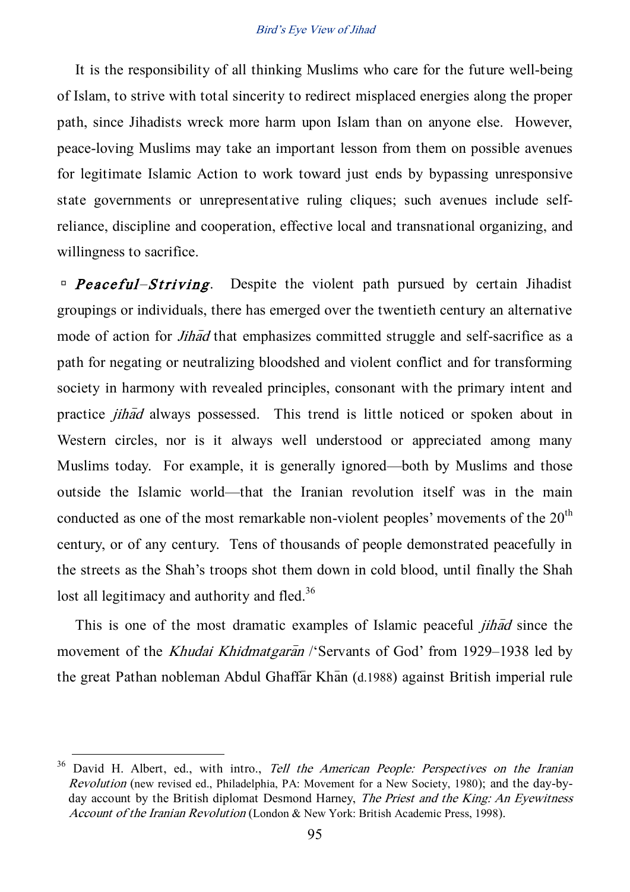It is the responsibility of all thinking Muslims who care for the future well-being of Islam, to strive with total sincerity to redirect misplaced energies along the proper path, since Jihadists wreck more harm upon Islam than on anyone else. However, peace-loving Muslims may take an important lesson from them on possible avenues for legitimate Islamic Action to work toward just ends by bypassing unresponsive state governments or unrepresentative ruling cliques; such avenues include self-reliance, discipline and cooperation, effective local and transnational organizing, and willingness to sacrifice.

▫ ***Peaceful–Striving***. Despite the violent path pursued by certain Jihadist groupings or individuals, there has emerged over the twentieth century an alternative mode of action for *Jihād* that emphasizes committed struggle and self-sacrifice as a path for negating or neutralizing bloodshed and violent conflict and for transforming society in harmony with revealed principles, consonant with the primary intent and practice *jihād* always possessed. This trend is little noticed or spoken about in Western circles, nor is it always well understood or appreciated among many Muslims today. For example, it is generally ignored—both by Muslims and those outside the Islamic world—that the Iranian revolution itself was in the main conducted as one of the most remarkable non-violent peoples' movements of the 20th century, or of any century. Tens of thousands of people demonstrated peacefully in the streets as the Shah's troops shot them down in cold blood, until finally the Shah lost all legitimacy and authority and fled.[36]

This is one of the most dramatic examples of Islamic peaceful *jihād* since the movement of the *Khudai Khidmatgarān* /'Servants of God' from 1929–1938 led by the great Pathan nobleman Abdul Ghaffār Khān (d.1988) against British imperial rule

---

[36] David H. Albert, ed., with intro., *Tell the American People: Perspectives on the Iranian Revolution* (new revised ed., Philadelphia, PA: Movement for a New Society, 1980); and the day-by-day account by the British diplomat Desmond Harney, *The Priest and the King: An Eyewitness Account of the Iranian Revolution* (London & New York: British Academic Press, 1998).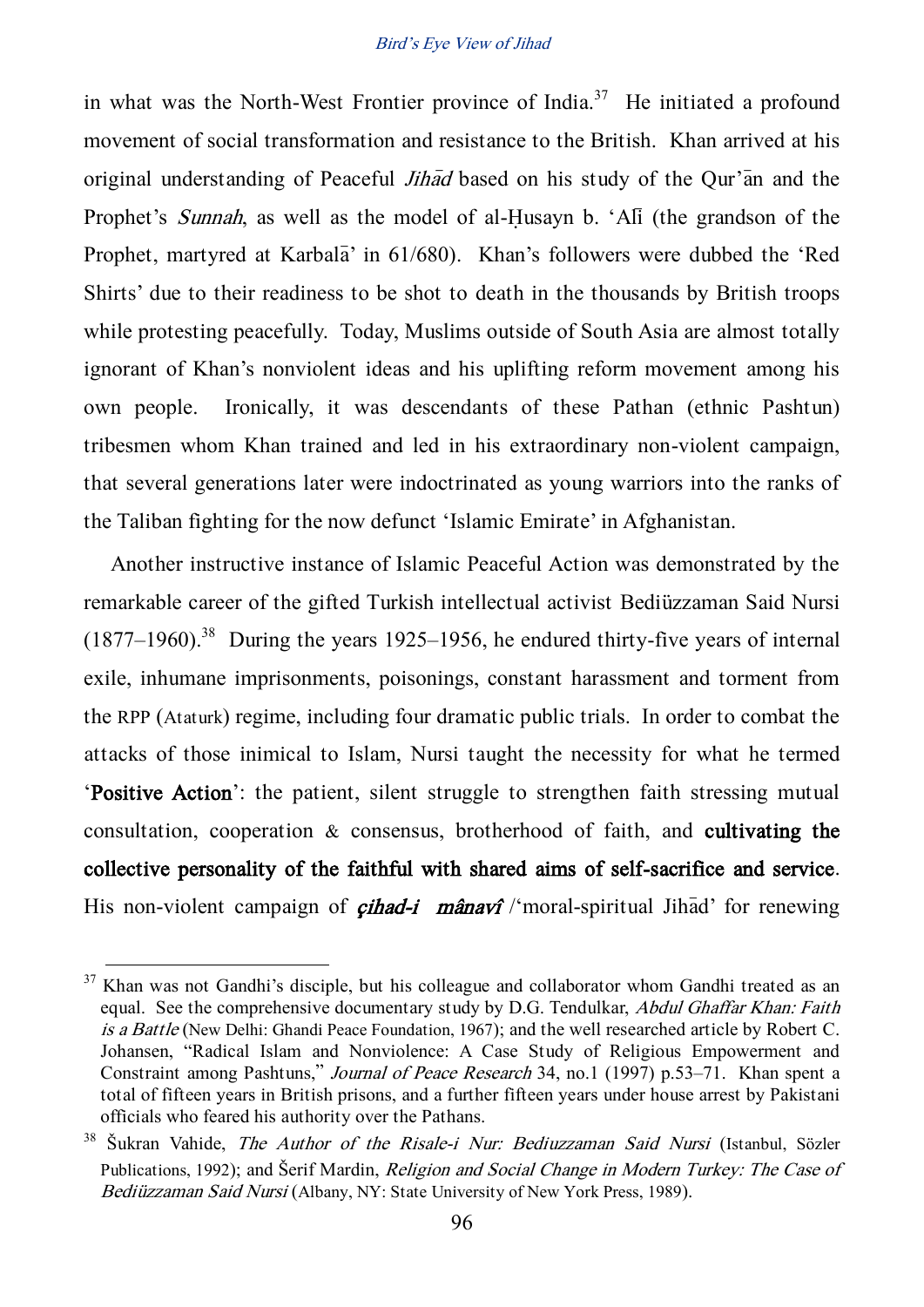in what was the North-West Frontier province of India.[37] He initiated a profound movement of social transformation and resistance to the British. Khan arrived at his original understanding of Peaceful *Jihād* based on his study of the Qur'ān and the Prophet's *Sunnah*, as well as the model of al-Ḥusayn b. 'Alī (the grandson of the Prophet, martyred at Karbalā' in 61/680). Khan's followers were dubbed the 'Red Shirts' due to their readiness to be shot to death in the thousands by British troops while protesting peacefully. Today, Muslims outside of South Asia are almost totally ignorant of Khan's nonviolent ideas and his uplifting reform movement among his own people. Ironically, it was descendants of these Pathan (ethnic Pashtun) tribesmen whom Khan trained and led in his extraordinary non-violent campaign, that several generations later were indoctrinated as young warriors into the ranks of the Taliban fighting for the now defunct 'Islamic Emirate' in Afghanistan.

Another instructive instance of Islamic Peaceful Action was demonstrated by the remarkable career of the gifted Turkish intellectual activist Bediüzzaman Said Nursi (1877–1960).[38] During the years 1925–1956, he endured thirty-five years of internal exile, inhumane imprisonments, poisonings, constant harassment and torment from the RPP (Ataturk) regime, including four dramatic public trials. In order to combat the attacks of those inimical to Islam, Nursi taught the necessity for what he termed '**Positive Action**': the patient, silent struggle to strengthen faith stressing mutual consultation, cooperation & consensus, brotherhood of faith, and **cultivating the collective personality of the faithful with shared aims of self-sacrifice and service**. His non-violent campaign of ***çihad-i mânavî*** /'moral-spiritual Jihād' for renewing

---

[37] Khan was not Gandhi's disciple, but his colleague and collaborator whom Gandhi treated as an equal. See the comprehensive documentary study by D.G. Tendulkar, *Abdul Ghaffar Khan: Faith is a Battle* (New Delhi: Ghandi Peace Foundation, 1967); and the well researched article by Robert C. Johansen, "Radical Islam and Nonviolence: A Case Study of Religious Empowerment and Constraint among Pashtuns," *Journal of Peace Research* 34, no.1 (1997) p.53–71. Khan spent a total of fifteen years in British prisons, and a further fifteen years under house arrest by Pakistani officials who feared his authority over the Pathans.

[38] Šukran Vahide, *The Author of the Risale-i Nur: Bediuzzaman Said Nursi* (Istanbul, Sözler Publications, 1992); and Šerif Mardin, *Religion and Social Change in Modern Turkey: The Case of Bediüzzaman Said Nursi* (Albany, NY: State University of New York Press, 1989).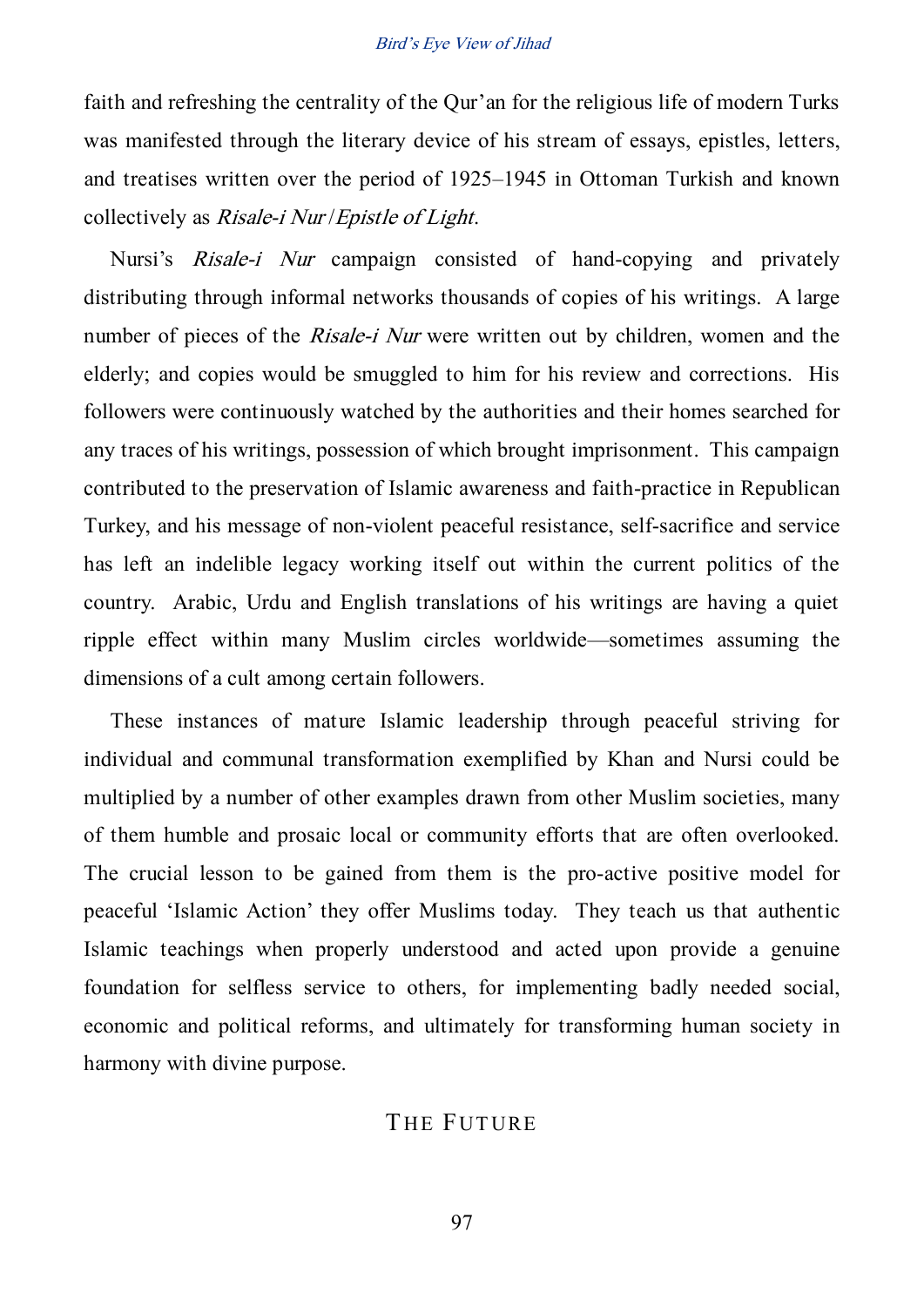faith and refreshing the centrality of the Qur'an for the religious life of modern Turks was manifested through the literary device of his stream of essays, epistles, letters, and treatises written over the period of 1925–1945 in Ottoman Turkish and known collectively as *Risale-i Nur*/*Epistle of Light*.

Nursi's *Risale-i Nur* campaign consisted of hand-copying and privately distributing through informal networks thousands of copies of his writings. A large number of pieces of the *Risale-i Nur* were written out by children, women and the elderly; and copies would be smuggled to him for his review and corrections. His followers were continuously watched by the authorities and their homes searched for any traces of his writings, possession of which brought imprisonment. This campaign contributed to the preservation of Islamic awareness and faith-practice in Republican Turkey, and his message of non-violent peaceful resistance, self-sacrifice and service has left an indelible legacy working itself out within the current politics of the country. Arabic, Urdu and English translations of his writings are having a quiet ripple effect within many Muslim circles worldwide—sometimes assuming the dimensions of a cult among certain followers.

These instances of mature Islamic leadership through peaceful striving for individual and communal transformation exemplified by Khan and Nursi could be multiplied by a number of other examples drawn from other Muslim societies, many of them humble and prosaic local or community efforts that are often overlooked. The crucial lesson to be gained from them is the pro-active positive model for peaceful 'Islamic Action' they offer Muslims today. They teach us that authentic Islamic teachings when properly understood and acted upon provide a genuine foundation for selfless service to others, for implementing badly needed social, economic and political reforms, and ultimately for transforming human society in harmony with divine purpose.

## THE FUTURE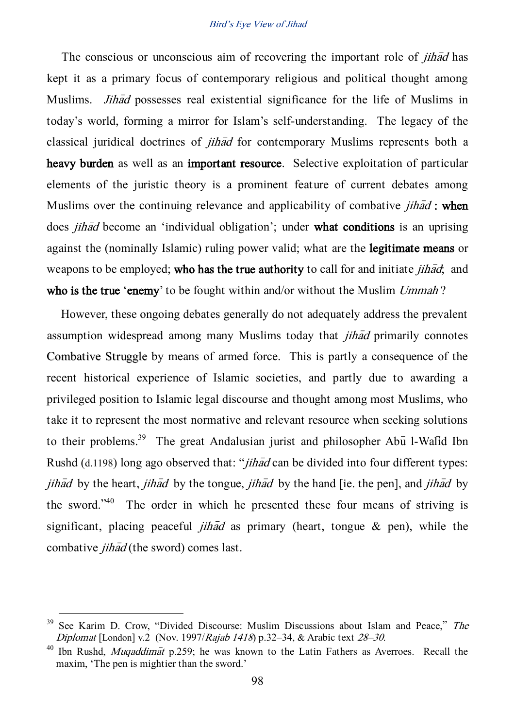The conscious or unconscious aim of recovering the important role of *jihād* has kept it as a primary focus of contemporary religious and political thought among Muslims. *Jihād* possesses real existential significance for the life of Muslims in today's world, forming a mirror for Islam's self-understanding. The legacy of the classical juridical doctrines of *jihād* for contemporary Muslims represents both a **heavy burden** as well as an **important resource**. Selective exploitation of particular elements of the juristic theory is a prominent feature of current debates among Muslims over the continuing relevance and applicability of combative *jihād* **: when** does *jihād* become an 'individual obligation'; under **what conditions** is an uprising against the (nominally Islamic) ruling power valid; what are the **legitimate means** or weapons to be employed; **who has the true authority** to call for and initiate *jihād*; and **who is the true** '**enemy**' to be fought within and/or without the Muslim *Ummah*?

However, these ongoing debates generally do not adequately address the prevalent assumption widespread among many Muslims today that *jihād* primarily connotes Combative Struggle by means of armed force. This is partly a consequence of the recent historical experience of Islamic societies, and partly due to awarding a privileged position to Islamic legal discourse and thought among most Muslims, who take it to represent the most normative and relevant resource when seeking solutions to their problems.[39] The great Andalusian jurist and philosopher Abū l-Walīd Ibn Rushd (d.1198) long ago observed that: "*jihād* can be divided into four different types: *jihād* by the heart, *jihād* by the tongue, *jihād* by the hand [ie. the pen], and *jihād* by the sword."[40] The order in which he presented these four means of striving is significant, placing peaceful *jihād* as primary (heart, tongue & pen), while the combative *jihād* (the sword) comes last.

---

[39] See Karim D. Crow, "Divided Discourse: Muslim Discussions about Islam and Peace," *The Diplomat* [London] v.2 (Nov. 1997/*Rajab 1418*) p.32–34, & Arabic text *28–30.*

[40] Ibn Rushd, *Muqaddimāt* p.259; he was known to the Latin Fathers as Averroes. Recall the maxim, 'The pen is mightier than the sword.'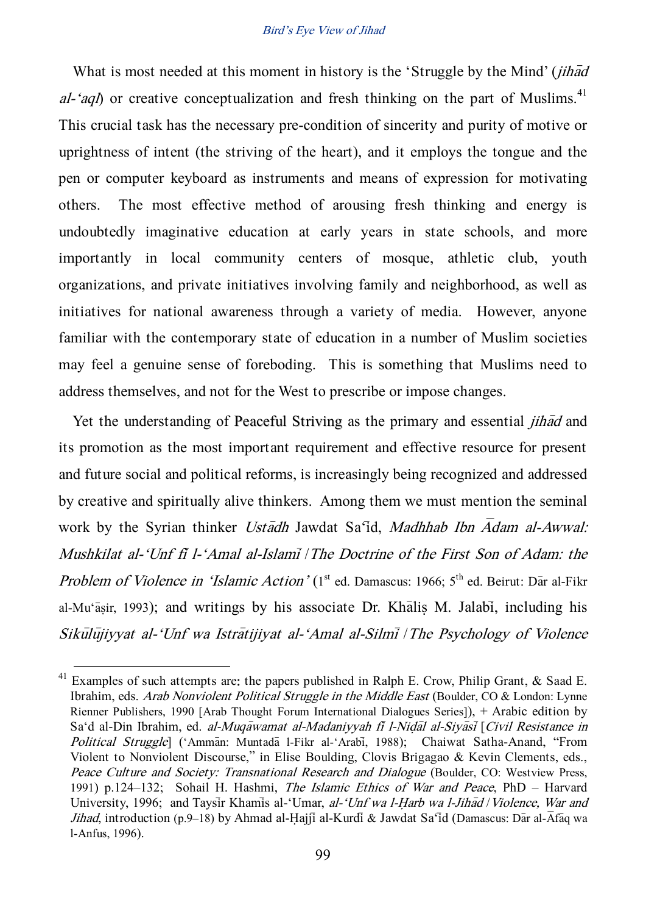What is most needed at this moment in history is the 'Struggle by the Mind' (*jihād al-'aql*) or creative conceptualization and fresh thinking on the part of Muslims.[41] This crucial task has the necessary pre-condition of sincerity and purity of motive or uprightness of intent (the striving of the heart), and it employs the tongue and the pen or computer keyboard as instruments and means of expression for motivating others. The most effective method of arousing fresh thinking and energy is undoubtedly imaginative education at early years in state schools, and more importantly in local community centers of mosque, athletic club, youth organizations, and private initiatives involving family and neighborhood, as well as initiatives for national awareness through a variety of media. However, anyone familiar with the contemporary state of education in a number of Muslim societies may feel a genuine sense of foreboding. This is something that Muslims need to address themselves, and not for the West to prescribe or impose changes.

Yet the understanding of Peaceful Striving as the primary and essential *jihād* and its promotion as the most important requirement and effective resource for present and future social and political reforms, is increasingly being recognized and addressed by creative and spiritually alive thinkers. Among them we must mention the seminal work by the Syrian thinker *Ustādh* Jawdat Sa'īd, *Madhhab Ibn Ādam al-Awwal: Mushkilat al-'Unf fī l-'Amal al-Islamī* / *The Doctrine of the First Son of Adam: the Problem of Violence in 'Islamic Action'* (1st ed. Damascus: 1966; 5th ed. Beirut: Dār al-Fikr al-Mu'āṣir, 1993); and writings by his associate Dr. Khāliṣ M. Jalabī, including his *Sikūlūjiyyat al-'Unf wa Istrātijiyat al-'Amal al-Silmī* / *The Psychology of Violence*

---

[41] Examples of such attempts are: the papers published in Ralph E. Crow, Philip Grant, & Saad E. Ibrahim, eds. *Arab Nonviolent Political Struggle in the Middle East* (Boulder, CO & London: Lynne Rienner Publishers, 1990 [Arab Thought Forum International Dialogues Series]), + Arabic edition by Sa'd al-Din Ibrahim, ed. *al-Muqāwamat al-Madaniyyah fī l-Niḍāl al-Siyāsī* [*Civil Resistance in Political Struggle*] ('Ammān: Muntadā l-Fikr al-'Arabī, 1988); Chaiwat Satha-Anand, "From Violent to Nonviolent Discourse," in Elise Boulding, Clovis Brigagao & Kevin Clements, eds., *Peace Culture and Society: Transnational Research and Dialogue* (Boulder, CO: Westview Press, 1991) p.124–132; Sohail H. Hashmi, *The Islamic Ethics of War and Peace*, PhD – Harvard University, 1996; and Taysīr Khamīs al-'Umar, *al-'Unf wa l-Ḥarb wa l-Jihād* / *Violence, War and Jihad*, introduction (p.9–18) by Ahmad al-Ḥajjī al-Kurdī & Jawdat Sa'īd (Damascus: Dār al-Āfāq wa l-Anfus, 1996).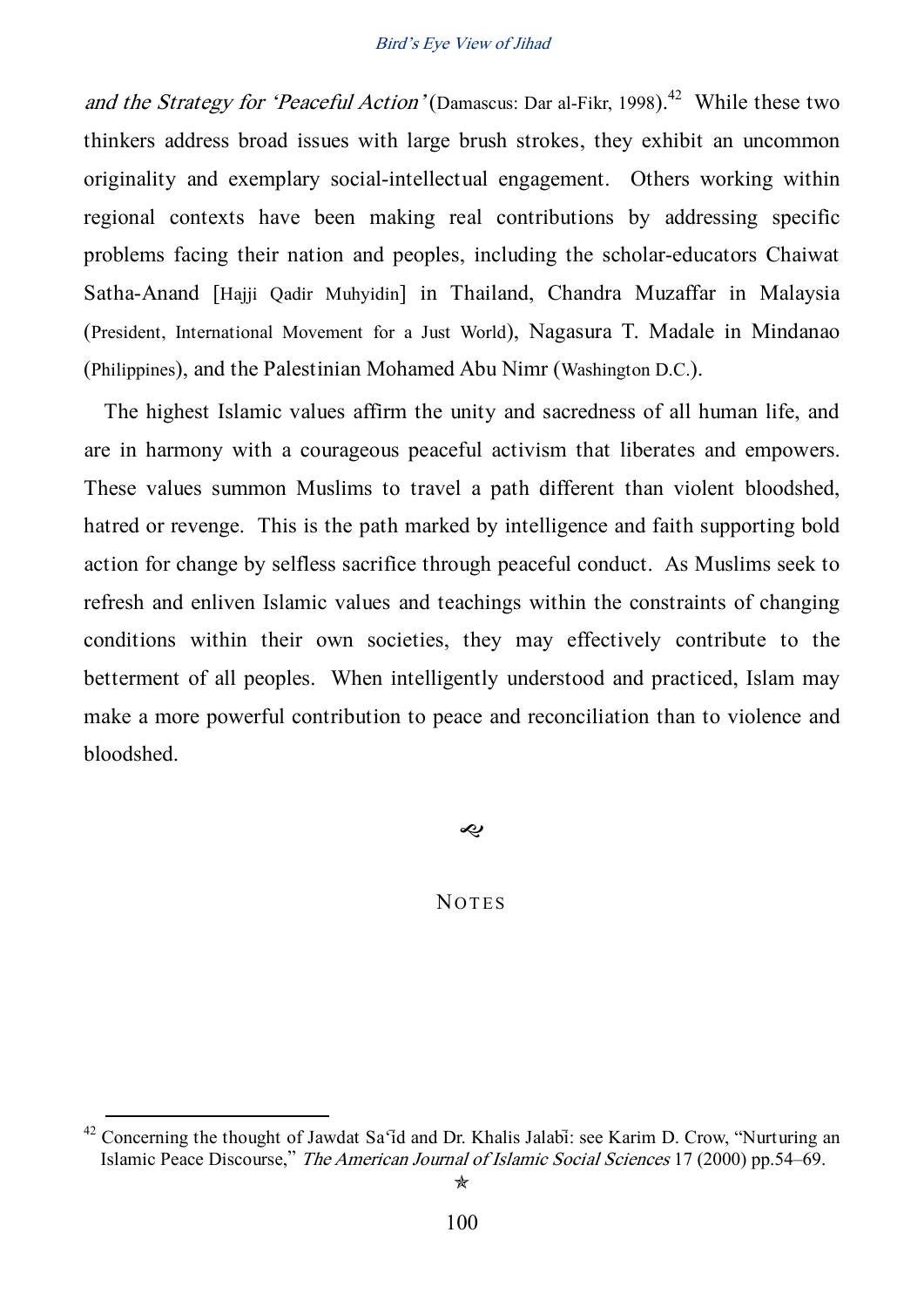*and the Strategy for 'Peaceful Action'* (Damascus: Dar al-Fikr, 1998).[42] While these two thinkers address broad issues with large brush strokes, they exhibit an uncommon originality and exemplary social-intellectual engagement. Others working within regional contexts have been making real contributions by addressing specific problems facing their nation and peoples, including the scholar-educators Chaiwat Satha-Anand [Hajji Qadir Muhyidin] in Thailand, Chandra Muzaffar in Malaysia (President, International Movement for a Just World), Nagasura T. Madale in Mindanao (Philippines), and the Palestinian Mohamed Abu Nimr (Washington D.C.).

The highest Islamic values affirm the unity and sacredness of all human life, and are in harmony with a courageous peaceful activism that liberates and empowers. These values summon Muslims to travel a path different than violent bloodshed, hatred or revenge. This is the path marked by intelligence and faith supporting bold action for change by selfless sacrifice through peaceful conduct. As Muslims seek to refresh and enliven Islamic values and teachings within the constraints of changing conditions within their own societies, they may effectively contribute to the betterment of all peoples. When intelligently understood and practiced, Islam may make a more powerful contribution to peace and reconciliation than to violence and bloodshed.

## NOTES

[42] Concerning the thought of Jawdat Saʿīd and Dr. Khalis Jalabī: see Karim D. Crow, "Nurturing an Islamic Peace Discourse," *The American Journal of Islamic Social Sciences* 17 (2000) pp.54–69.